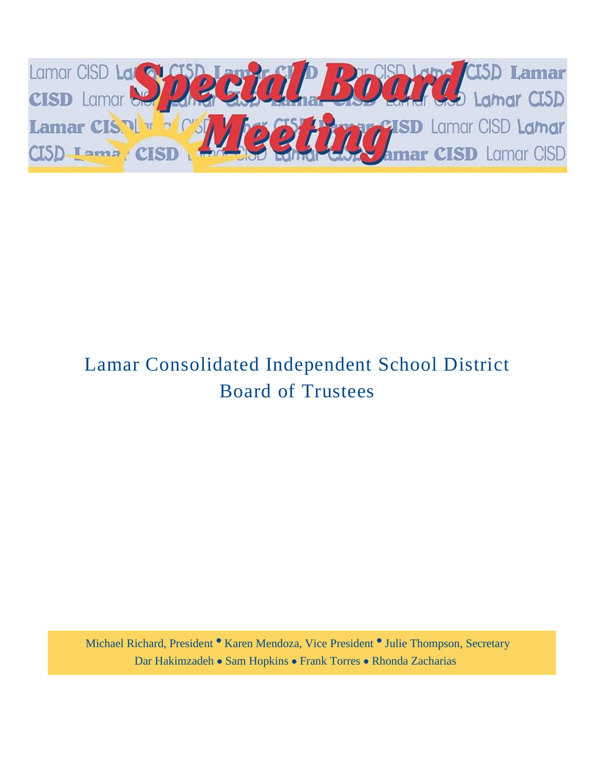# Special Board Meeting

## Lamar Consolidated Independent School District
## Board of Trustees

Michael Richard, President • Karen Mendoza, Vice President • Julie Thompson, Secretary
Dar Hakimzadeh • Sam Hopkins • Frank Torres • Rhonda Zacharias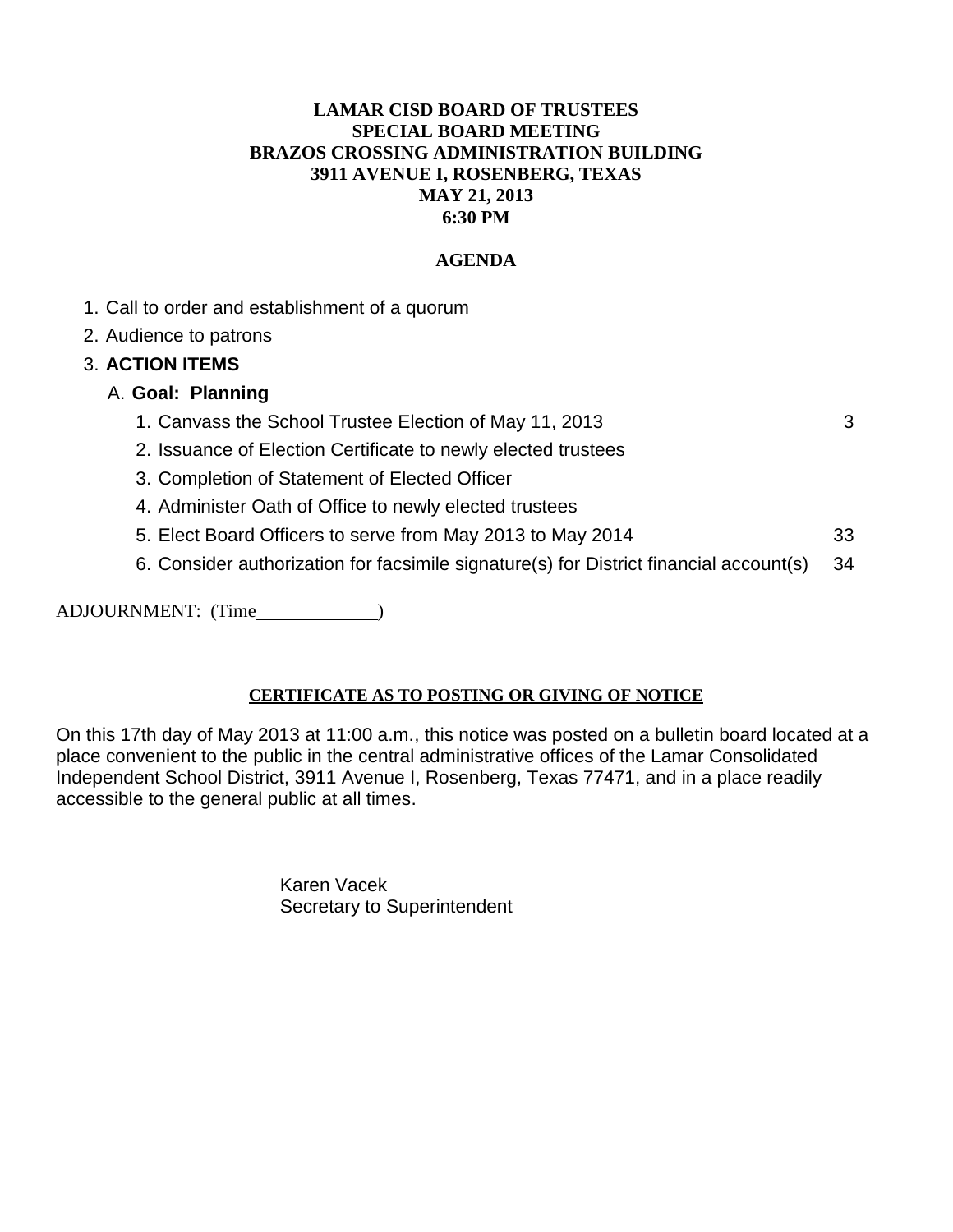**LAMAR CISD BOARD OF TRUSTEES**
**SPECIAL BOARD MEETING**
**BRAZOS CROSSING ADMINISTRATION BUILDING**
**3911 AVENUE I, ROSENBERG, TEXAS**
**MAY 21, 2013**
**6:30 PM**

## AGENDA

1. Call to order and establishment of a quorum
2. Audience to patrons
3. **ACTION ITEMS**

   A. **Goal: Planning**

      1. Canvass the School Trustee Election of May 11, 2013 — 3
      2. Issuance of Election Certificate to newly elected trustees
      3. Completion of Statement of Elected Officer
      4. Administer Oath of Office to newly elected trustees
      5. Elect Board Officers to serve from May 2013 to May 2014 — 33
      6. Consider authorization for facsimile signature(s) for District financial account(s) — 34

ADJOURNMENT: (Time\_\_\_\_\_\_\_\_\_\_\_\_)

**CERTIFICATE AS TO POSTING OR GIVING OF NOTICE**

On this 17th day of May 2013 at 11:00 a.m., this notice was posted on a bulletin board located at a place convenient to the public in the central administrative offices of the Lamar Consolidated Independent School District, 3911 Avenue I, Rosenberg, Texas 77471, and in a place readily accessible to the general public at all times.

Karen Vacek
Secretary to Superintendent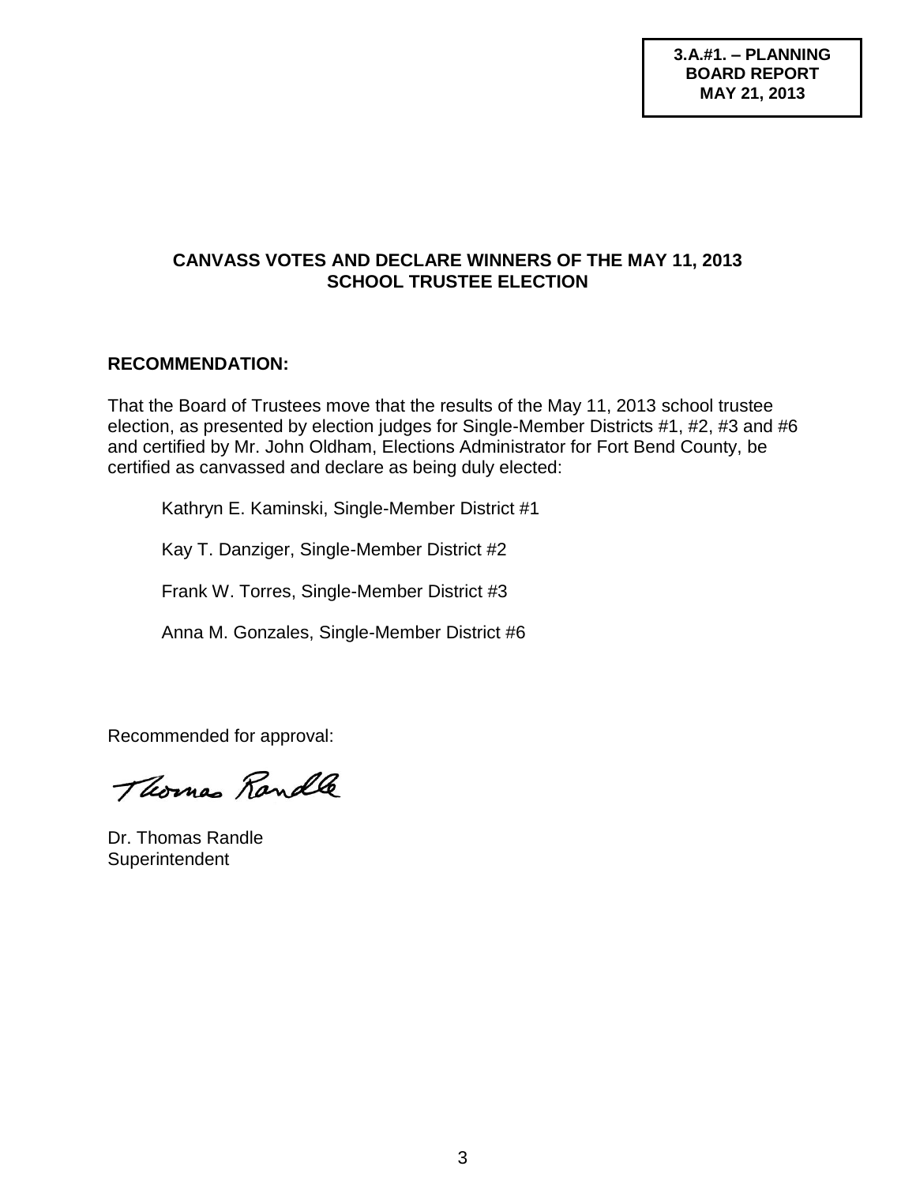**3.A.#1. – PLANNING BOARD REPORT MAY 21, 2013**

## CANVASS VOTES AND DECLARE WINNERS OF THE MAY 11, 2013 SCHOOL TRUSTEE ELECTION

**RECOMMENDATION:**

That the Board of Trustees move that the results of the May 11, 2013 school trustee election, as presented by election judges for Single-Member Districts #1, #2, #3 and #6 and certified by Mr. John Oldham, Elections Administrator for Fort Bend County, be certified as canvassed and declare as being duly elected:

Kathryn E. Kaminski, Single-Member District #1

Kay T. Danziger, Single-Member District #2

Frank W. Torres, Single-Member District #3

Anna M. Gonzales, Single-Member District #6

Recommended for approval:

Thomas Randle

Dr. Thomas Randle
Superintendent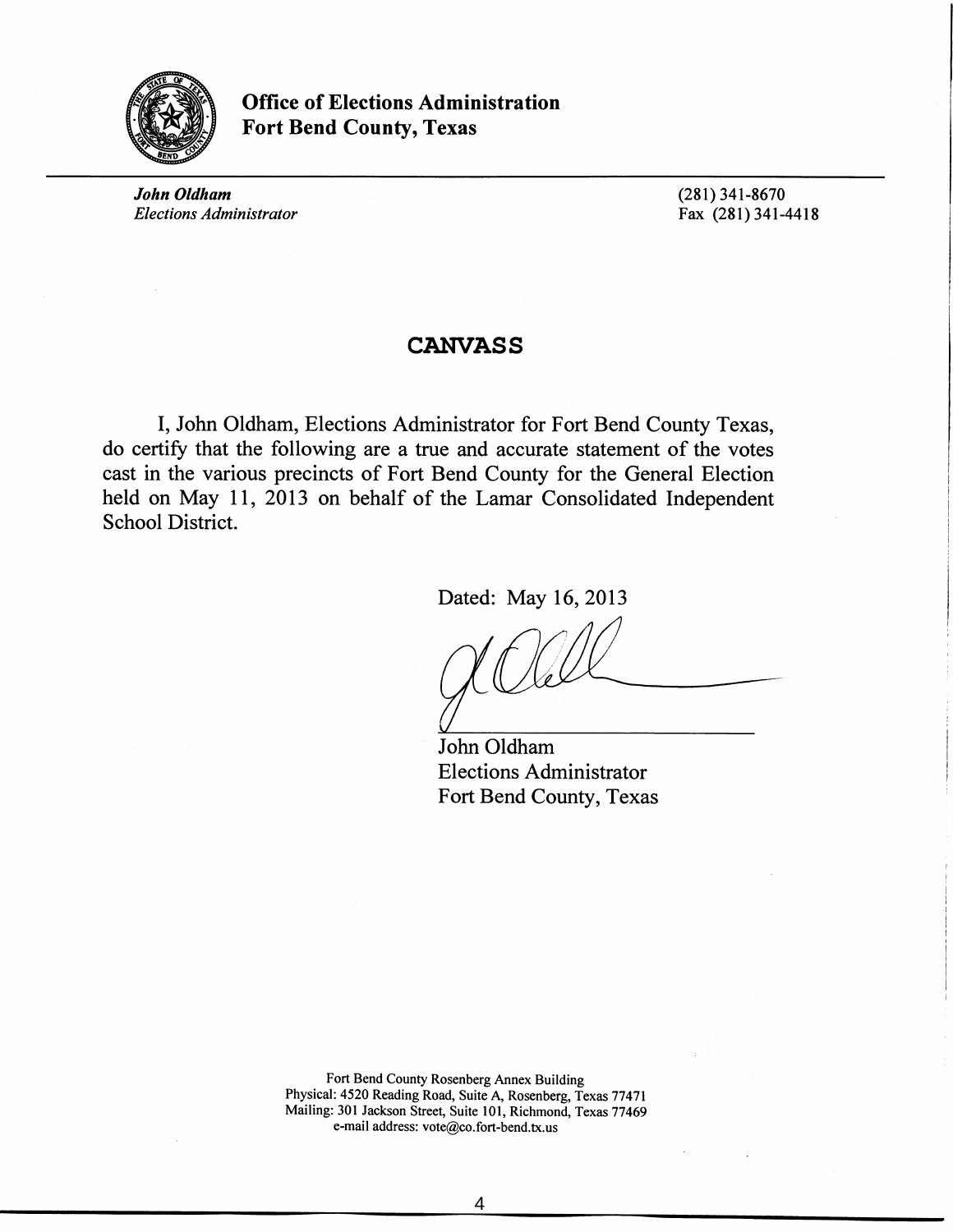**Office of Elections Administration**
**Fort Bend County, Texas**

***John Oldham***
*Elections Administrator*

(281) 341-8670
Fax (281) 341-4418

# CANVASS

I, John Oldham, Elections Administrator for Fort Bend County Texas, do certify that the following are a true and accurate statement of the votes cast in the various precincts of Fort Bend County for the General Election held on May 11, 2013 on behalf of the Lamar Consolidated Independent School District.

Dated: May 16, 2013

John Oldham
Elections Administrator
Fort Bend County, Texas

Fort Bend County Rosenberg Annex Building
Physical: 4520 Reading Road, Suite A, Rosenberg, Texas 77471
Mailing: 301 Jackson Street, Suite 101, Richmond, Texas 77469
e-mail address: vote@co.fort-bend.tx.us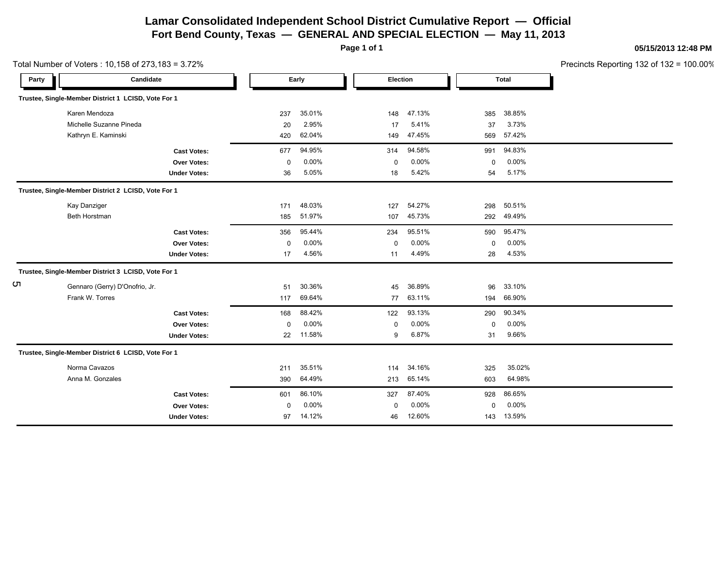# Lamar Consolidated Independent School District Cumulative Report — Official

## Fort Bend County, Texas — GENERAL AND SPECIAL ELECTION — May 11, 2013

05/15/2013 12:48 PM

Total Number of Voters : 10,158 of 273,183 = 3.72%

Precincts Reporting 132 of 132 = 100.00%

| Party | Candidate | Early | | Election | | Total | |
|---|---|---|---|---|---|---|---|
| **Trustee, Single-Member District 1 LCISD, Vote For 1** | | | | | | | |
| | Karen Mendoza | 237 | 35.01% | 148 | 47.13% | 385 | 38.85% |
| | Michelle Suzanne Pineda | 20 | 2.95% | 17 | 5.41% | 37 | 3.73% |
| | Kathryn E. Kaminski | 420 | 62.04% | 149 | 47.45% | 569 | 57.42% |
| | **Cast Votes:** | 677 | 94.95% | 314 | 94.58% | 991 | 94.83% |
| | **Over Votes:** | 0 | 0.00% | 0 | 0.00% | 0 | 0.00% |
| | **Under Votes:** | 36 | 5.05% | 18 | 5.42% | 54 | 5.17% |
| **Trustee, Single-Member District 2 LCISD, Vote For 1** | | | | | | | |
| | Kay Danziger | 171 | 48.03% | 127 | 54.27% | 298 | 50.51% |
| | Beth Horstman | 185 | 51.97% | 107 | 45.73% | 292 | 49.49% |
| | **Cast Votes:** | 356 | 95.44% | 234 | 95.51% | 590 | 95.47% |
| | **Over Votes:** | 0 | 0.00% | 0 | 0.00% | 0 | 0.00% |
| | **Under Votes:** | 17 | 4.56% | 11 | 4.49% | 28 | 4.53% |
| **Trustee, Single-Member District 3 LCISD, Vote For 1** | | | | | | | |
| | Gennaro (Gerry) D'Onofrio, Jr. | 51 | 30.36% | 45 | 36.89% | 96 | 33.10% |
| | Frank W. Torres | 117 | 69.64% | 77 | 63.11% | 194 | 66.90% |
| | **Cast Votes:** | 168 | 88.42% | 122 | 93.13% | 290 | 90.34% |
| | **Over Votes:** | 0 | 0.00% | 0 | 0.00% | 0 | 0.00% |
| | **Under Votes:** | 22 | 11.58% | 9 | 6.87% | 31 | 9.66% |
| **Trustee, Single-Member District 6 LCISD, Vote For 1** | | | | | | | |
| | Norma Cavazos | 211 | 35.51% | 114 | 34.16% | 325 | 35.02% |
| | Anna M. Gonzales | 390 | 64.49% | 213 | 65.14% | 603 | 64.98% |
| | **Cast Votes:** | 601 | 86.10% | 327 | 87.40% | 928 | 86.65% |
| | **Over Votes:** | 0 | 0.00% | 0 | 0.00% | 0 | 0.00% |
| | **Under Votes:** | 97 | 14.12% | 46 | 12.60% | 143 | 13.59% |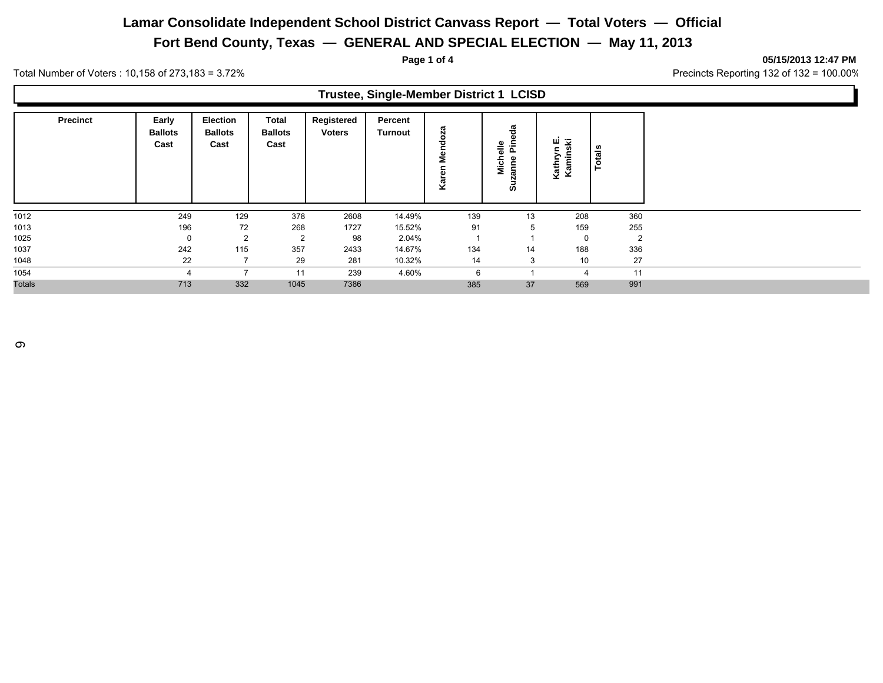# Lamar Consolidate Independent School District Canvass Report — Total Voters — Official

## Fort Bend County, Texas — GENERAL AND SPECIAL ELECTION — May 11, 2013

05/15/2013 12:47 PM

Total Number of Voters : 10,158 of 273,183 = 3.72%

Precincts Reporting 132 of 132 = 100.00%

### Trustee, Single-Member District 1 LCISD

| Precinct | Early Ballots Cast | Election Ballots Cast | Total Ballots Cast | Registered Voters | Percent Turnout | Karen Mendoza | Michelle Suzanne Pineda | Kathryn E. Kaminski | Totals |
|---|---|---|---|---|---|---|---|---|---|
| 1012 | 249 | 129 | 378 | 2608 | 14.49% | 139 | 13 | 208 | 360 |
| 1013 | 196 | 72 | 268 | 1727 | 15.52% | 91 | 5 | 159 | 255 |
| 1025 | 0 | 2 | 2 | 98 | 2.04% | 1 | 1 | 0 | 2 |
| 1037 | 242 | 115 | 357 | 2433 | 14.67% | 134 | 14 | 188 | 336 |
| 1048 | 22 | 7 | 29 | 281 | 10.32% | 14 | 3 | 10 | 27 |
| 1054 | 4 | 7 | 11 | 239 | 4.60% | 6 | 1 | 4 | 11 |
| Totals | 713 | 332 | 1045 | 7386 | | 385 | 37 | 569 | 991 |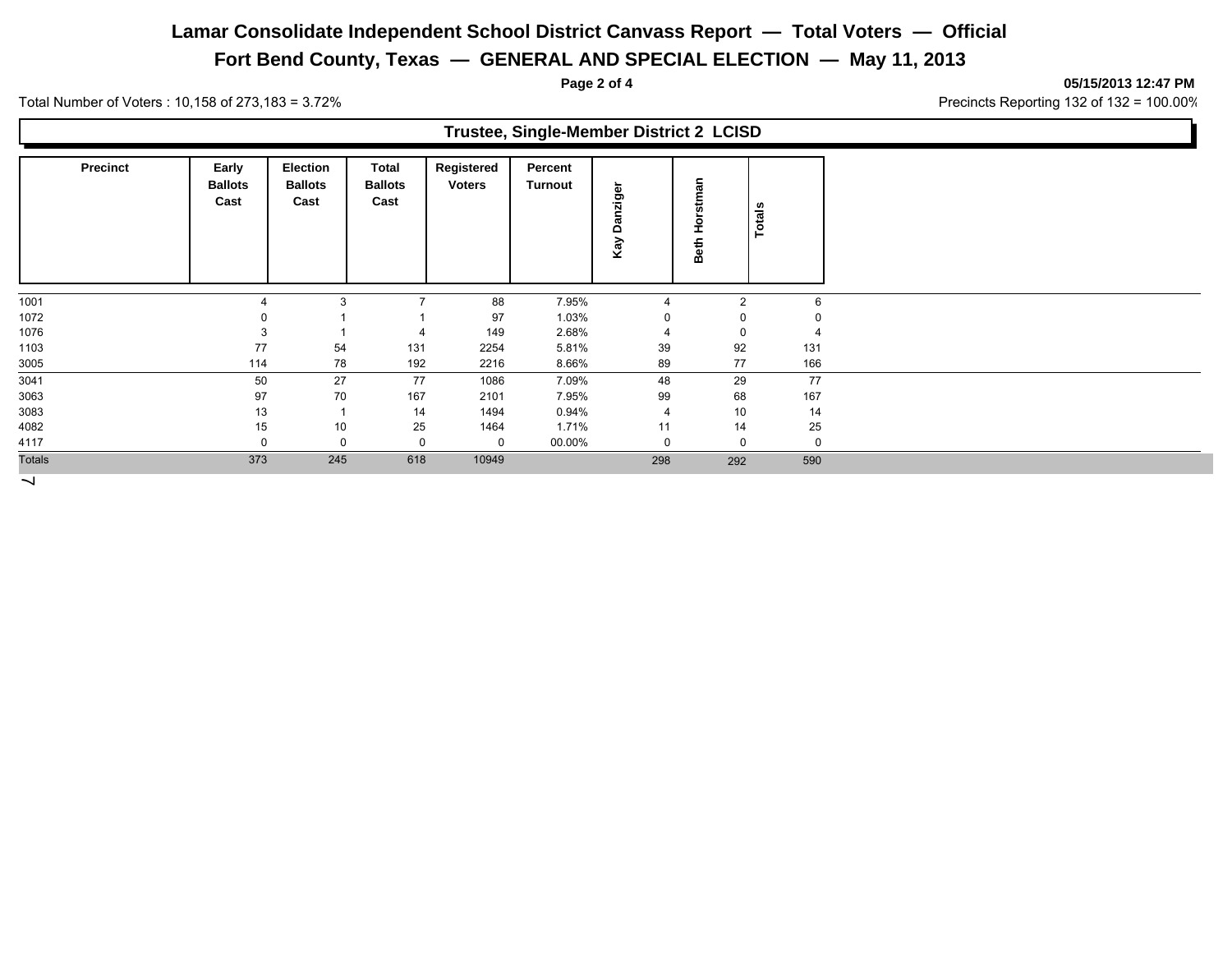# Lamar Consolidate Independent School District Canvass Report — Total Voters — Official

## Fort Bend County, Texas — GENERAL AND SPECIAL ELECTION — May 11, 2013

05/15/2013 12:47 PM

Total Number of Voters : 10,158 of 273,183 = 3.72%

Precincts Reporting 132 of 132 = 100.00%

### Trustee, Single-Member District 2 LCISD

| Precinct | Early Ballots Cast | Election Ballots Cast | Total Ballots Cast | Registered Voters | Percent Turnout | Kay Danziger | Beth Horstman | Totals |
|---|---|---|---|---|---|---|---|---|
| 1001 | 4 | 3 | 7 | 88 | 7.95% | 4 | 2 | 6 |
| 1072 | 0 | 1 | 1 | 97 | 1.03% | 0 | 0 | 0 |
| 1076 | 3 | 1 | 4 | 149 | 2.68% | 4 | 0 | 4 |
| 1103 | 77 | 54 | 131 | 2254 | 5.81% | 39 | 92 | 131 |
| 3005 | 114 | 78 | 192 | 2216 | 8.66% | 89 | 77 | 166 |
| 3041 | 50 | 27 | 77 | 1086 | 7.09% | 48 | 29 | 77 |
| 3063 | 97 | 70 | 167 | 2101 | 7.95% | 99 | 68 | 167 |
| 3083 | 13 | 1 | 14 | 1494 | 0.94% | 4 | 10 | 14 |
| 4082 | 15 | 10 | 25 | 1464 | 1.71% | 11 | 14 | 25 |
| 4117 | 0 | 0 | 0 | 0 | 00.00% | 0 | 0 | 0 |
| Totals | 373 | 245 | 618 | 10949 | | 298 | 292 | 590 |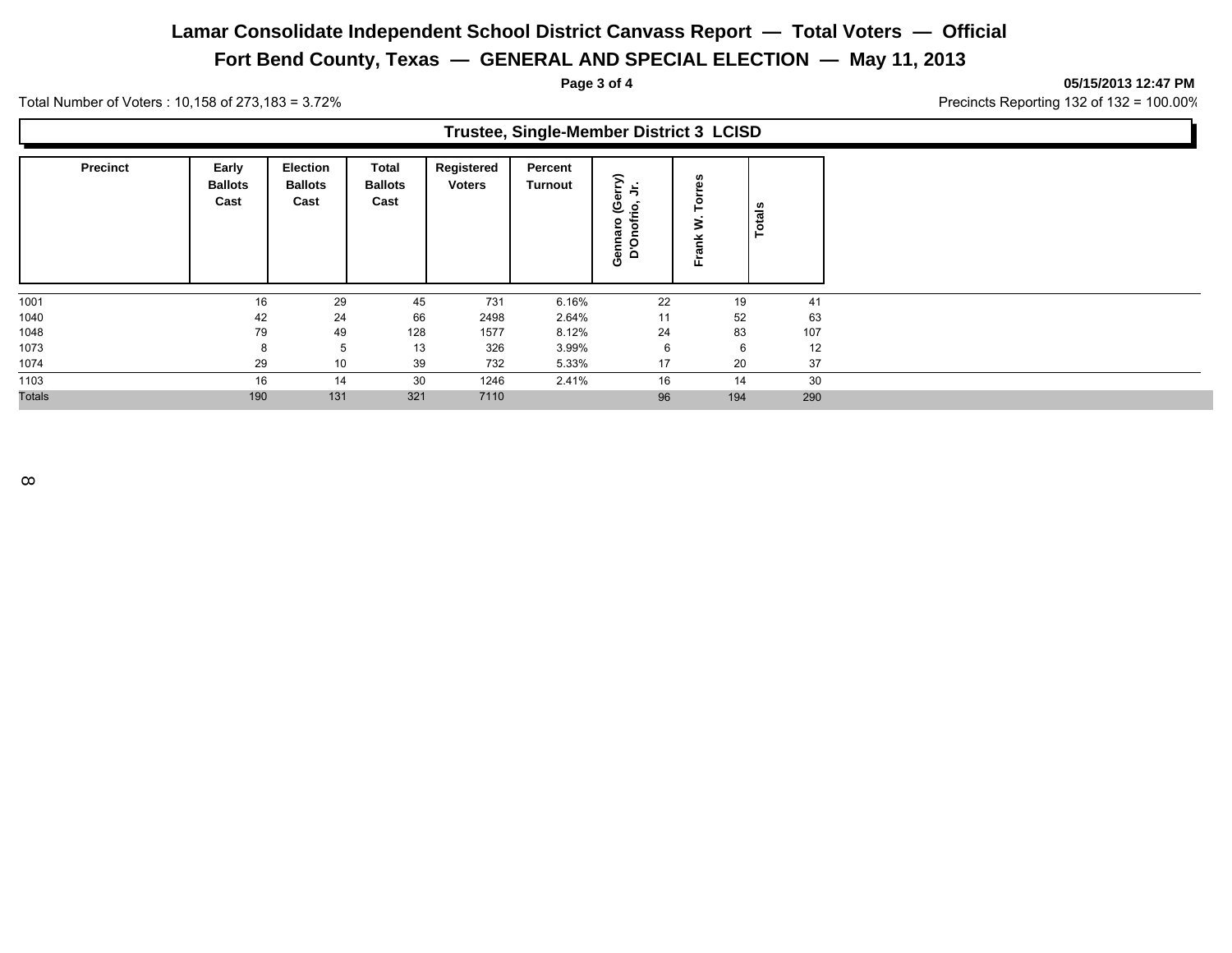# Lamar Consolidate Independent School District Canvass Report — Total Voters — Official

## Fort Bend County, Texas — GENERAL AND SPECIAL ELECTION — May 11, 2013

05/15/2013 12:47 PM

Total Number of Voters : 10,158 of 273,183 = 3.72%

Precincts Reporting 132 of 132 = 100.00%

### Trustee, Single-Member District 3 LCISD

| Precinct | Early Ballots Cast | Election Ballots Cast | Total Ballots Cast | Registered Voters | Percent Turnout | Gennaro (Gerry) D'Onofrio, Jr. | Frank W. Torres | Totals |
|---|---|---|---|---|---|---|---|---|
| 1001 | 16 | 29 | 45 | 731 | 6.16% | 22 | 19 | 41 |
| 1040 | 42 | 24 | 66 | 2498 | 2.64% | 11 | 52 | 63 |
| 1048 | 79 | 49 | 128 | 1577 | 8.12% | 24 | 83 | 107 |
| 1073 | 8 | 5 | 13 | 326 | 3.99% | 6 | 6 | 12 |
| 1074 | 29 | 10 | 39 | 732 | 5.33% | 17 | 20 | 37 |
| 1103 | 16 | 14 | 30 | 1246 | 2.41% | 16 | 14 | 30 |
| Totals | 190 | 131 | 321 | 7110 | | 96 | 194 | 290 |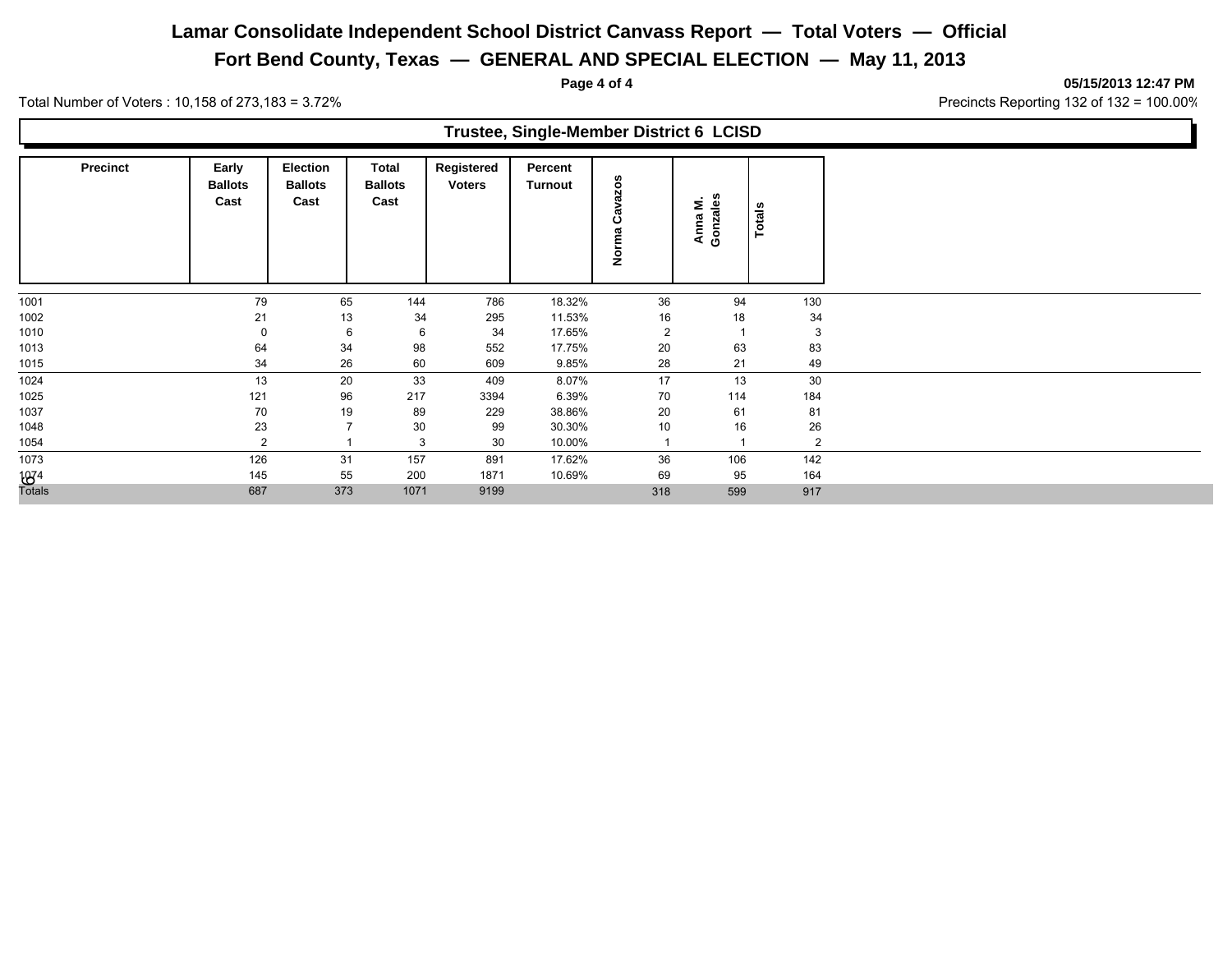# Lamar Consolidate Independent School District Canvass Report — Total Voters — Official

## Fort Bend County, Texas — GENERAL AND SPECIAL ELECTION — May 11, 2013

**05/15/2013 12:47 PM**

Total Number of Voters : 10,158 of 273,183 = 3.72%

Precincts Reporting 132 of 132 = 100.00%

### Trustee, Single-Member District 6 LCISD

| Precinct | Early Ballots Cast | Election Ballots Cast | Total Ballots Cast | Registered Voters | Percent Turnout | Norma Cavazos | Anna M. Gonzales | Totals |
|---|---|---|---|---|---|---|---|---|
| 1001 | 79 | 65 | 144 | 786 | 18.32% | 36 | 94 | 130 |
| 1002 | 21 | 13 | 34 | 295 | 11.53% | 16 | 18 | 34 |
| 1010 | 0 | 6 | 6 | 34 | 17.65% | 2 | 1 | 3 |
| 1013 | 64 | 34 | 98 | 552 | 17.75% | 20 | 63 | 83 |
| 1015 | 34 | 26 | 60 | 609 | 9.85% | 28 | 21 | 49 |
| 1024 | 13 | 20 | 33 | 409 | 8.07% | 17 | 13 | 30 |
| 1025 | 121 | 96 | 217 | 3394 | 6.39% | 70 | 114 | 184 |
| 1037 | 70 | 19 | 89 | 229 | 38.86% | 20 | 61 | 81 |
| 1048 | 23 | 7 | 30 | 99 | 30.30% | 10 | 16 | 26 |
| 1054 | 2 | 1 | 3 | 30 | 10.00% | 1 | 1 | 2 |
| 1073 | 126 | 31 | 157 | 891 | 17.62% | 36 | 106 | 142 |
| 1074 | 145 | 55 | 200 | 1871 | 10.69% | 69 | 95 | 164 |
| Totals | 687 | 373 | 1071 | 9199 | | 318 | 599 | 917 |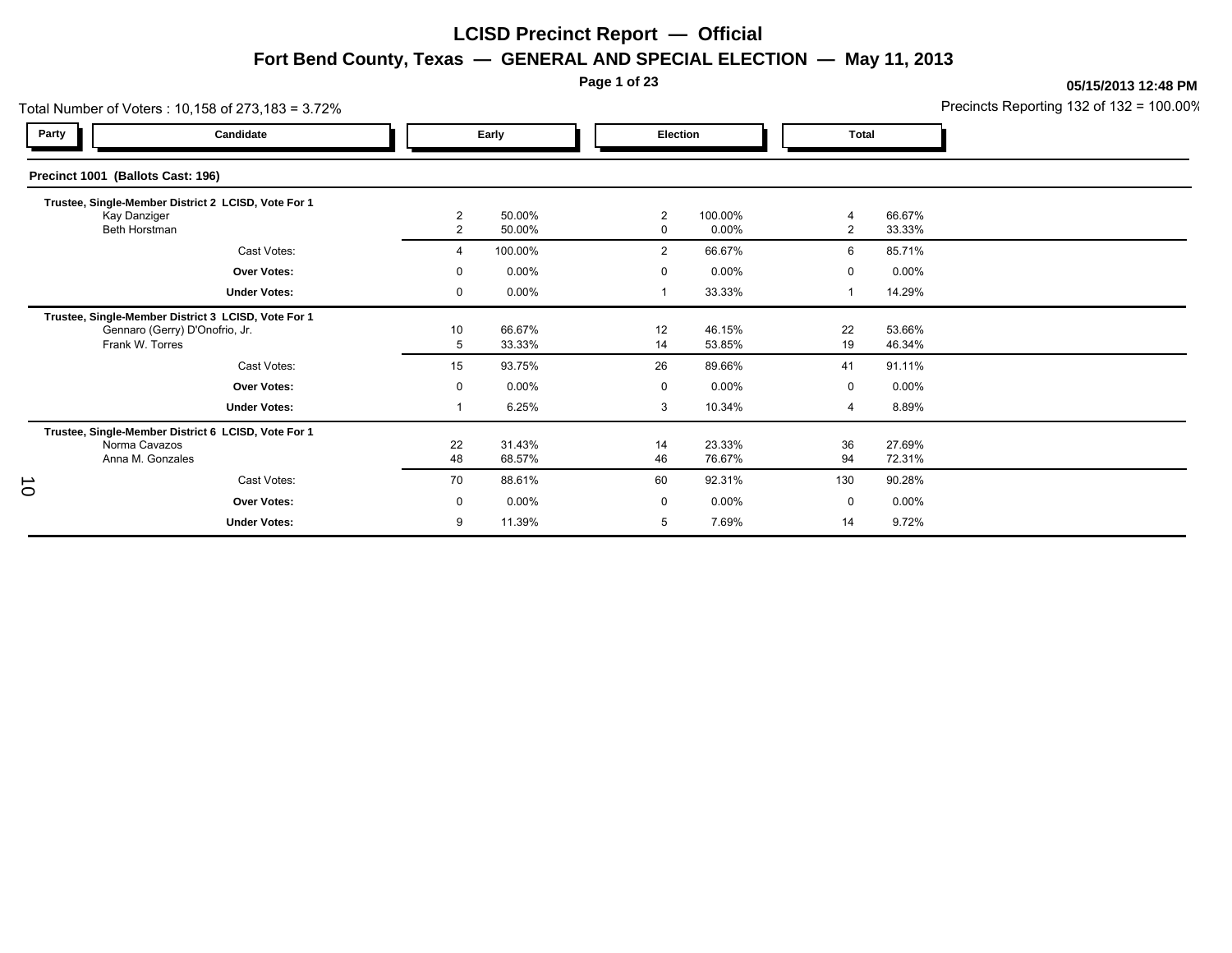# LCISD Precinct Report — Official

## Fort Bend County, Texas — GENERAL AND SPECIAL ELECTION — May 11, 2013

**05/15/2013 12:48 PM**

Total Number of Voters : 10,158 of 273,183 = 3.72%

Precincts Reporting 132 of 132 = 100.00%

### Precinct 1001 (Ballots Cast: 196)

| Party | Candidate | Early | | Election | | Total | |
|---|---|---|---|---|---|---|---|
| | **Trustee, Single-Member District 2 LCISD, Vote For 1** | | | | | | |
| | Kay Danziger | 2 | 50.00% | 2 | 100.00% | 4 | 66.67% |
| | Beth Horstman | 2 | 50.00% | 0 | 0.00% | 2 | 33.33% |
| | Cast Votes: | 4 | 100.00% | 2 | 66.67% | 6 | 85.71% |
| | **Over Votes:** | 0 | 0.00% | 0 | 0.00% | 0 | 0.00% |
| | **Under Votes:** | 0 | 0.00% | 1 | 33.33% | 1 | 14.29% |
| | **Trustee, Single-Member District 3 LCISD, Vote For 1** | | | | | | |
| | Gennaro (Gerry) D'Onofrio, Jr. | 10 | 66.67% | 12 | 46.15% | 22 | 53.66% |
| | Frank W. Torres | 5 | 33.33% | 14 | 53.85% | 19 | 46.34% |
| | Cast Votes: | 15 | 93.75% | 26 | 89.66% | 41 | 91.11% |
| | **Over Votes:** | 0 | 0.00% | 0 | 0.00% | 0 | 0.00% |
| | **Under Votes:** | 1 | 6.25% | 3 | 10.34% | 4 | 8.89% |
| | **Trustee, Single-Member District 6 LCISD, Vote For 1** | | | | | | |
| | Norma Cavazos | 22 | 31.43% | 14 | 23.33% | 36 | 27.69% |
| | Anna M. Gonzales | 48 | 68.57% | 46 | 76.67% | 94 | 72.31% |
| | Cast Votes: | 70 | 88.61% | 60 | 92.31% | 130 | 90.28% |
| | **Over Votes:** | 0 | 0.00% | 0 | 0.00% | 0 | 0.00% |
| | **Under Votes:** | 9 | 11.39% | 5 | 7.69% | 14 | 9.72% |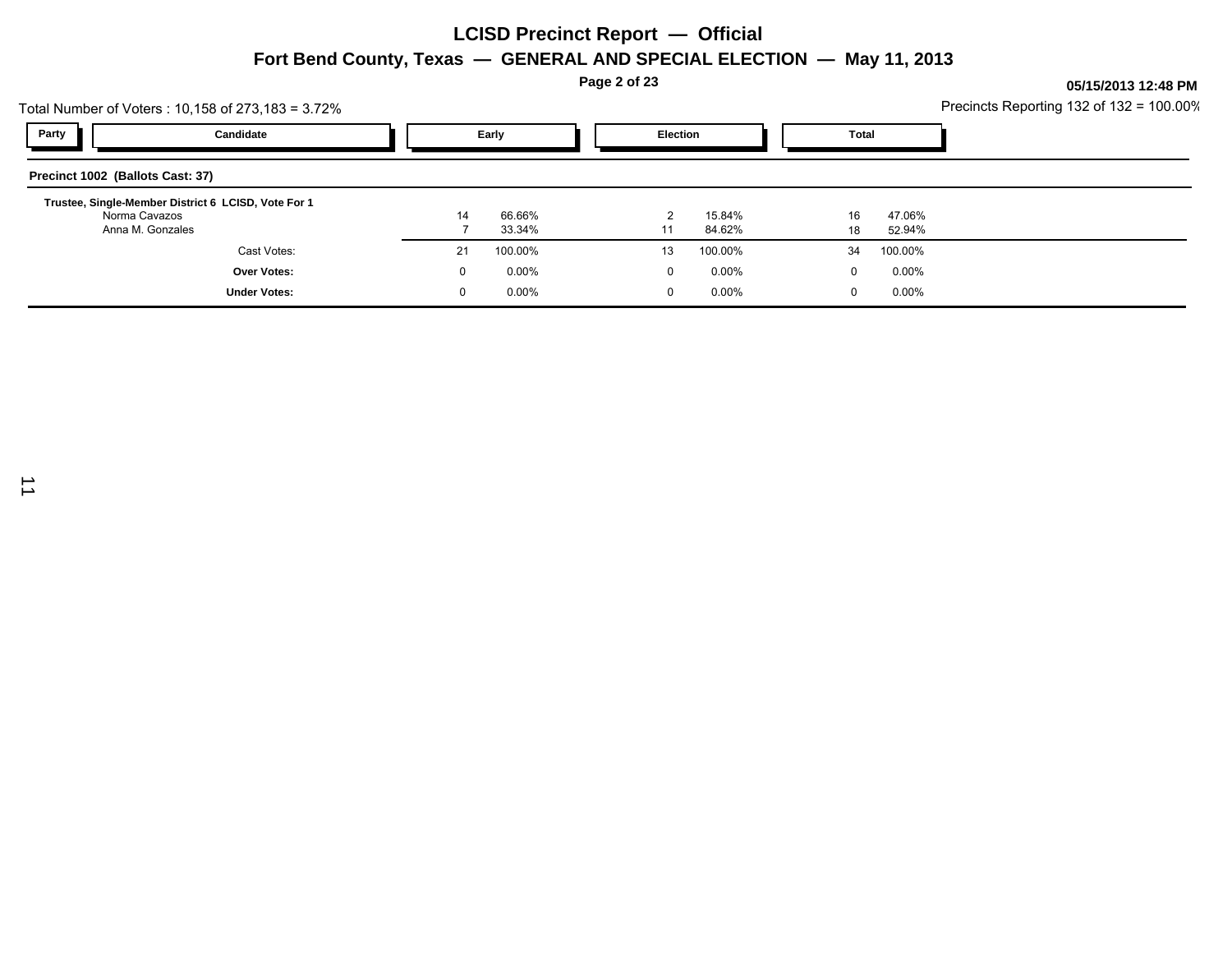# LCISD Precinct Report — Official

## Fort Bend County, Texas — GENERAL AND SPECIAL ELECTION — May 11, 2013

**05/15/2013 12:48 PM**

Total Number of Voters : 10,158 of 273,183 = 3.72%

Precincts Reporting 132 of 132 = 100.00%

### Precinct 1002 (Ballots Cast: 37)

**Trustee, Single-Member District 6 LCISD, Vote For 1**

| Party | Candidate | Early | | Election | | Total | |
|---|---|---|---|---|---|---|---|
| | Norma Cavazos | 14 | 66.66% | 2 | 15.84% | 16 | 47.06% |
| | Anna M. Gonzales | 7 | 33.34% | 11 | 84.62% | 18 | 52.94% |
| | Cast Votes: | 21 | 100.00% | 13 | 100.00% | 34 | 100.00% |
| | **Over Votes:** | 0 | 0.00% | 0 | 0.00% | 0 | 0.00% |
| | **Under Votes:** | 0 | 0.00% | 0 | 0.00% | 0 | 0.00% |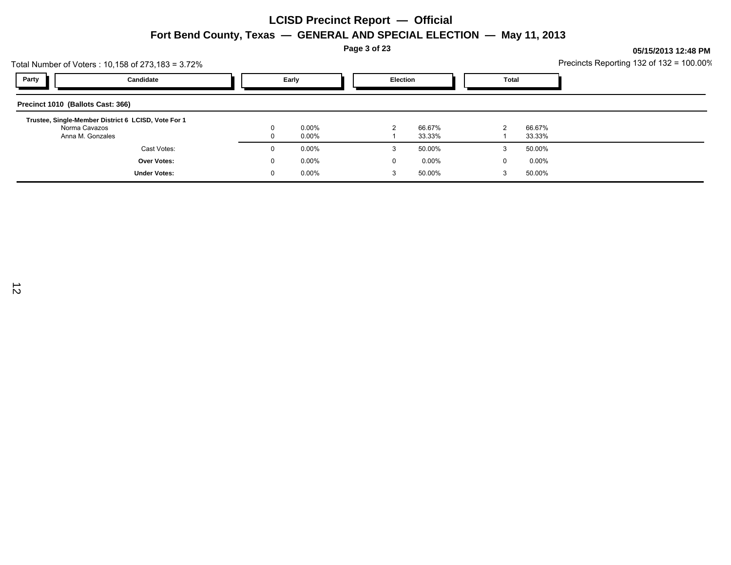# LCISD Precinct Report — Official

## Fort Bend County, Texas — GENERAL AND SPECIAL ELECTION — May 11, 2013

05/15/2013 12:48 PM

Total Number of Voters : 10,158 of 273,183 = 3.72%

Precincts Reporting 132 of 132 = 100.00%

### Precinct 1010 (Ballots Cast: 366)

**Trustee, Single-Member District 6 LCISD, Vote For 1**

| Party | Candidate | Early | | Election | | Total | |
|---|---|---|---|---|---|---|---|
| | Norma Cavazos | 0 | 0.00% | 2 | 66.67% | 2 | 66.67% |
| | Anna M. Gonzales | 0 | 0.00% | 1 | 33.33% | 1 | 33.33% |
| | Cast Votes: | 0 | 0.00% | 3 | 50.00% | 3 | 50.00% |
| | **Over Votes:** | 0 | 0.00% | 0 | 0.00% | 0 | 0.00% |
| | **Under Votes:** | 0 | 0.00% | 3 | 50.00% | 3 | 50.00% |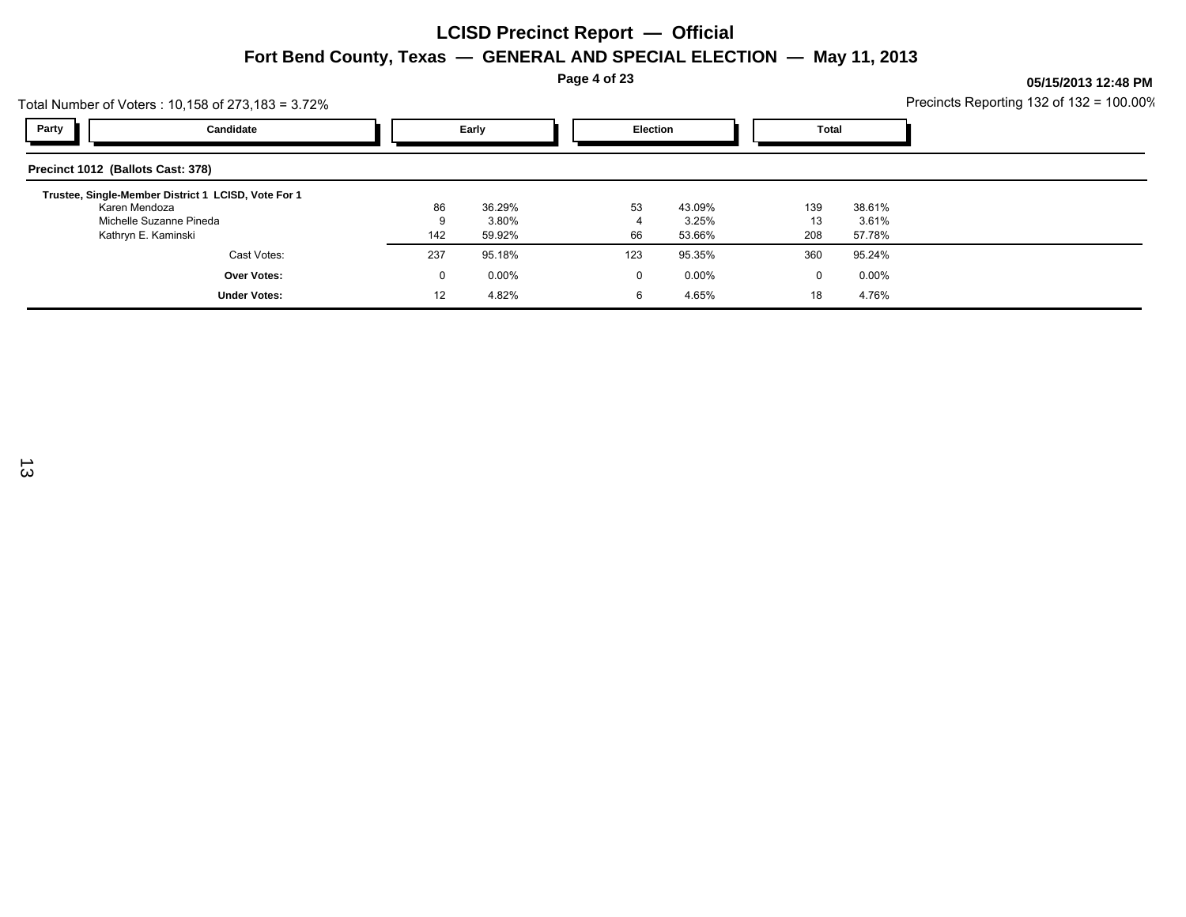# LCISD Precinct Report — Official

## Fort Bend County, Texas — GENERAL AND SPECIAL ELECTION — May 11, 2013

**05/15/2013 12:48 PM**

Total Number of Voters : 10,158 of 273,183 = 3.72%

Precincts Reporting 132 of 132 = 100.00%

| Party | Candidate | Early | | Election | | Total | |
|---|---|---|---|---|---|---|---|
| **Precinct 1012 (Ballots Cast: 378)** | | | | | | | |
| | **Trustee, Single-Member District 1 LCISD, Vote For 1** | | | | | | |
| | Karen Mendoza | 86 | 36.29% | 53 | 43.09% | 139 | 38.61% |
| | Michelle Suzanne Pineda | 9 | 3.80% | 4 | 3.25% | 13 | 3.61% |
| | Kathryn E. Kaminski | 142 | 59.92% | 66 | 53.66% | 208 | 57.78% |
| | Cast Votes: | 237 | 95.18% | 123 | 95.35% | 360 | 95.24% |
| | **Over Votes:** | 0 | 0.00% | 0 | 0.00% | 0 | 0.00% |
| | **Under Votes:** | 12 | 4.82% | 6 | 4.65% | 18 | 4.76% |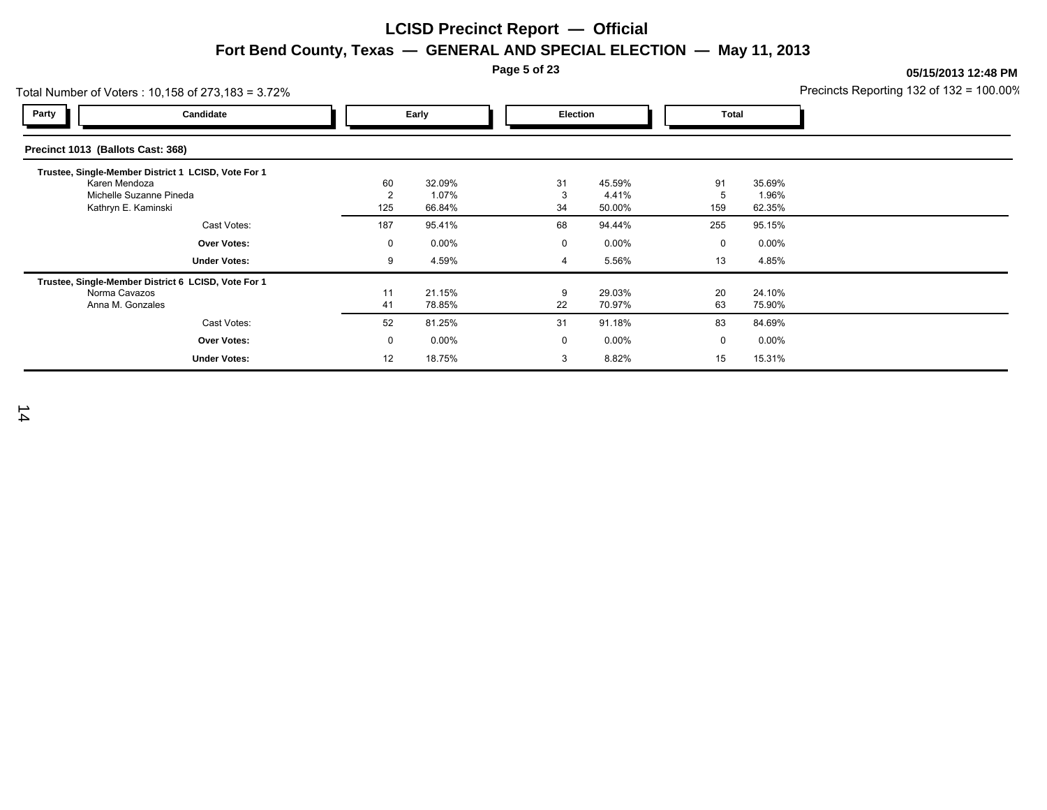# LCISD Precinct Report — Official

## Fort Bend County, Texas — GENERAL AND SPECIAL ELECTION — May 11, 2013

**05/15/2013 12:48 PM**

Total Number of Voters : 10,158 of 273,183 = 3.72%

Precincts Reporting 132 of 132 = 100.00%

### Precinct 1013 (Ballots Cast: 368)

| Party | Candidate | Early | | Election | | Total | |
|---|---|---|---|---|---|---|---|
| | **Trustee, Single-Member District 1 LCISD, Vote For 1** | | | | | | |
| | Karen Mendoza | 60 | 32.09% | 31 | 45.59% | 91 | 35.69% |
| | Michelle Suzanne Pineda | 2 | 1.07% | 3 | 4.41% | 5 | 1.96% |
| | Kathryn E. Kaminski | 125 | 66.84% | 34 | 50.00% | 159 | 62.35% |
| | Cast Votes: | 187 | 95.41% | 68 | 94.44% | 255 | 95.15% |
| | **Over Votes:** | 0 | 0.00% | 0 | 0.00% | 0 | 0.00% |
| | **Under Votes:** | 9 | 4.59% | 4 | 5.56% | 13 | 4.85% |
| | **Trustee, Single-Member District 6 LCISD, Vote For 1** | | | | | | |
| | Norma Cavazos | 11 | 21.15% | 9 | 29.03% | 20 | 24.10% |
| | Anna M. Gonzales | 41 | 78.85% | 22 | 70.97% | 63 | 75.90% |
| | Cast Votes: | 52 | 81.25% | 31 | 91.18% | 83 | 84.69% |
| | **Over Votes:** | 0 | 0.00% | 0 | 0.00% | 0 | 0.00% |
| | **Under Votes:** | 12 | 18.75% | 3 | 8.82% | 15 | 15.31% |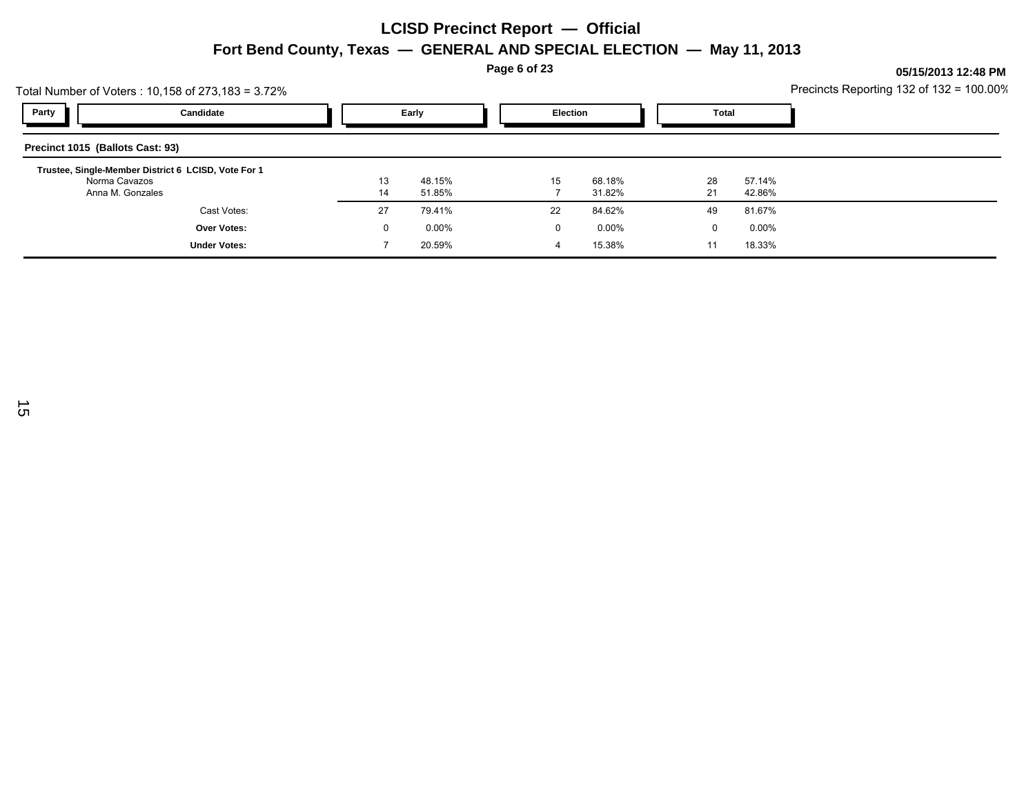# LCISD Precinct Report — Official

## Fort Bend County, Texas — GENERAL AND SPECIAL ELECTION — May 11, 2013

**05/15/2013 12:48 PM**

Total Number of Voters : 10,158 of 273,183 = 3.72%

Precincts Reporting 132 of 132 = 100.00%

### Precinct 1015 (Ballots Cast: 93)

| Party | Candidate | Early | | Election | | Total | |
|---|---|---|---|---|---|---|---|
| | **Trustee, Single-Member District 6 LCISD, Vote For 1** | | | | | | |
| | Norma Cavazos | 13 | 48.15% | 15 | 68.18% | 28 | 57.14% |
| | Anna M. Gonzales | 14 | 51.85% | 7 | 31.82% | 21 | 42.86% |
| | Cast Votes: | 27 | 79.41% | 22 | 84.62% | 49 | 81.67% |
| | **Over Votes:** | 0 | 0.00% | 0 | 0.00% | 0 | 0.00% |
| | **Under Votes:** | 7 | 20.59% | 4 | 15.38% | 11 | 18.33% |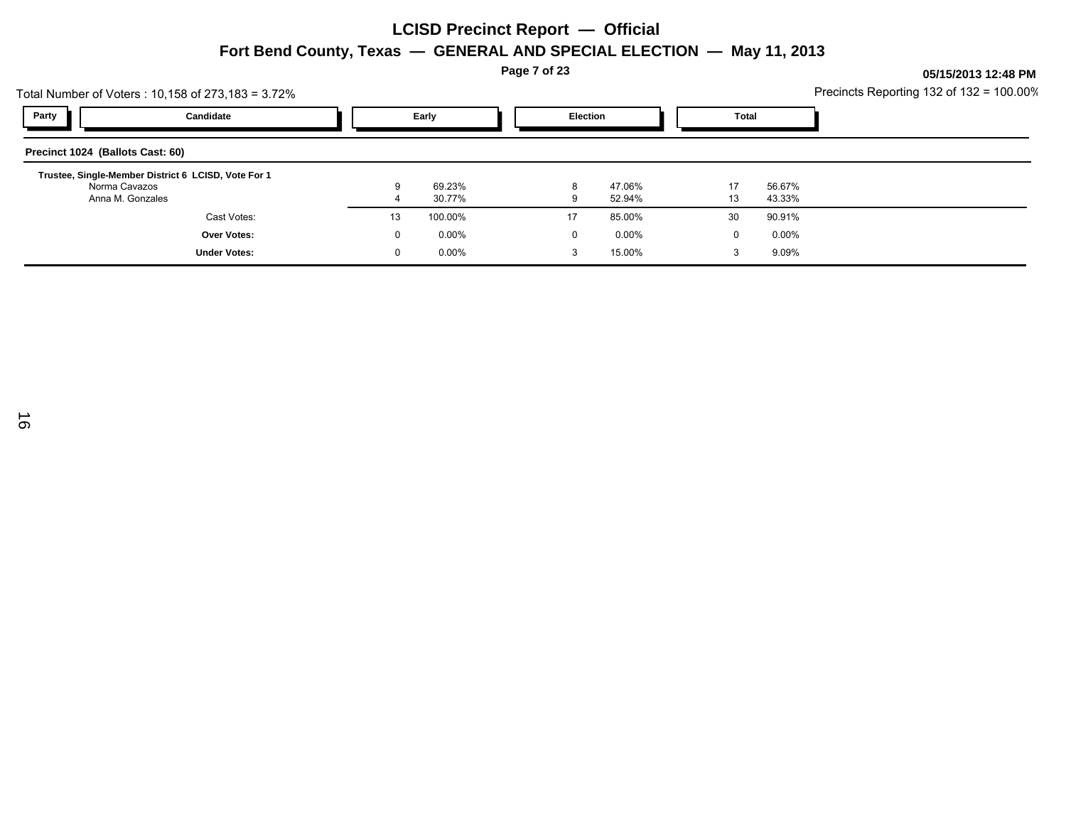# LCISD Precinct Report — Official

## Fort Bend County, Texas — GENERAL AND SPECIAL ELECTION — May 11, 2013

05/15/2013 12:48 PM

Total Number of Voters : 10,158 of 273,183 = 3.72%

Precincts Reporting 132 of 132 = 100.00%

| Party | Candidate | Early | | Election | | Total | |
|---|---|---|---|---|---|---|---|
| **Precinct 1024 (Ballots Cast: 60)** | | | | | | | |
| **Trustee, Single-Member District 6 LCISD, Vote For 1** | | | | | | | |
| | Norma Cavazos | 9 | 69.23% | 8 | 47.06% | 17 | 56.67% |
| | Anna M. Gonzales | 4 | 30.77% | 9 | 52.94% | 13 | 43.33% |
| | Cast Votes: | 13 | 100.00% | 17 | 85.00% | 30 | 90.91% |
| | **Over Votes:** | 0 | 0.00% | 0 | 0.00% | 0 | 0.00% |
| | **Under Votes:** | 0 | 0.00% | 3 | 15.00% | 3 | 9.09% |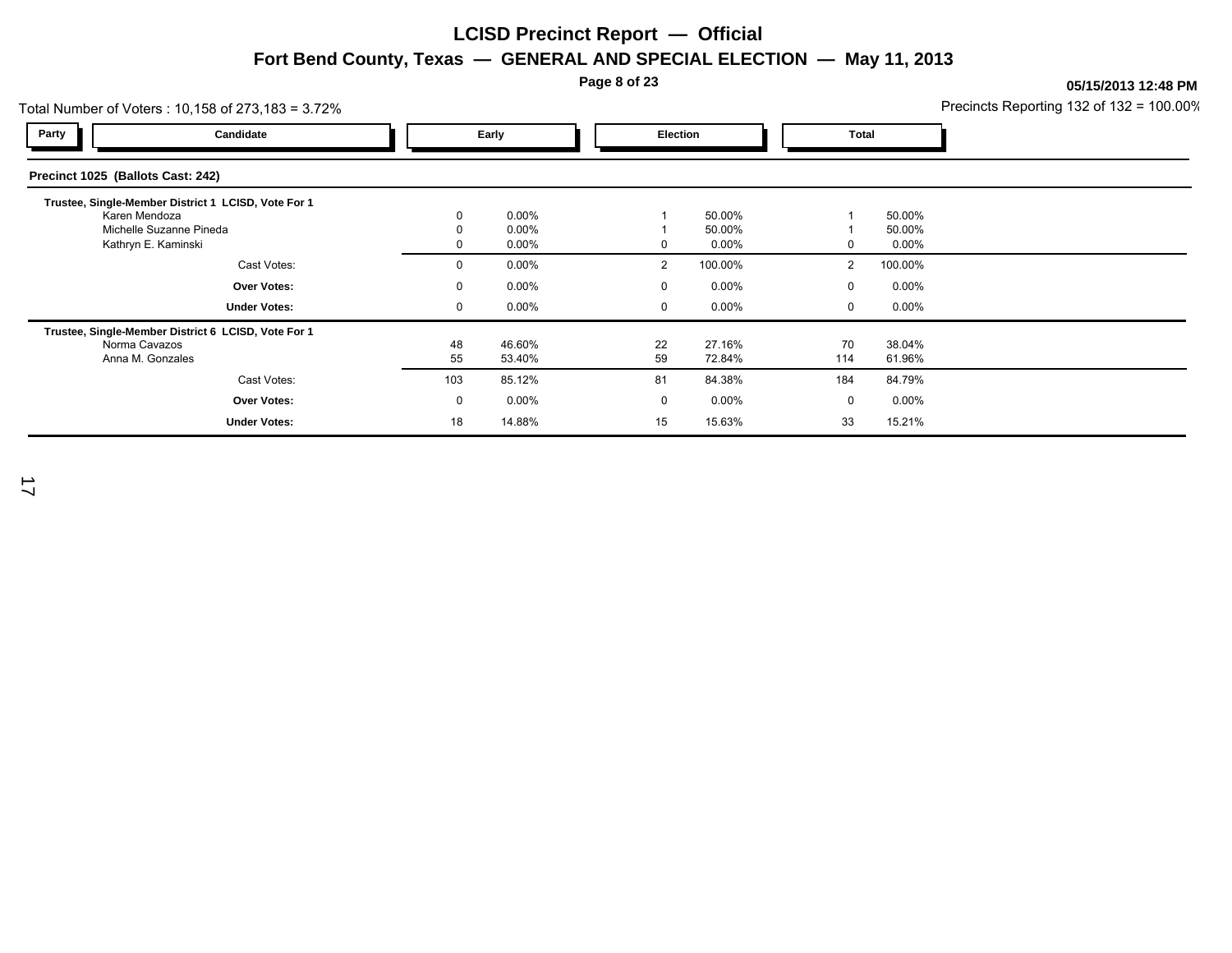# LCISD Precinct Report — Official

## Fort Bend County, Texas — GENERAL AND SPECIAL ELECTION — May 11, 2013

05/15/2013 12:48 PM

Total Number of Voters : 10,158 of 273,183 = 3.72%

Precincts Reporting 132 of 132 = 100.00%

### Precinct 1025 (Ballots Cast: 242)

| Party | Candidate | Early | | Election | | Total | |
|---|---|---|---|---|---|---|---|
| | **Trustee, Single-Member District 1 LCISD, Vote For 1** | | | | | | |
| | Karen Mendoza | 0 | 0.00% | 1 | 50.00% | 1 | 50.00% |
| | Michelle Suzanne Pineda | 0 | 0.00% | 1 | 50.00% | 1 | 50.00% |
| | Kathryn E. Kaminski | 0 | 0.00% | 0 | 0.00% | 0 | 0.00% |
| | Cast Votes: | 0 | 0.00% | 2 | 100.00% | 2 | 100.00% |
| | **Over Votes:** | 0 | 0.00% | 0 | 0.00% | 0 | 0.00% |
| | **Under Votes:** | 0 | 0.00% | 0 | 0.00% | 0 | 0.00% |
| | **Trustee, Single-Member District 6 LCISD, Vote For 1** | | | | | | |
| | Norma Cavazos | 48 | 46.60% | 22 | 27.16% | 70 | 38.04% |
| | Anna M. Gonzales | 55 | 53.40% | 59 | 72.84% | 114 | 61.96% |
| | Cast Votes: | 103 | 85.12% | 81 | 84.38% | 184 | 84.79% |
| | **Over Votes:** | 0 | 0.00% | 0 | 0.00% | 0 | 0.00% |
| | **Under Votes:** | 18 | 14.88% | 15 | 15.63% | 33 | 15.21% |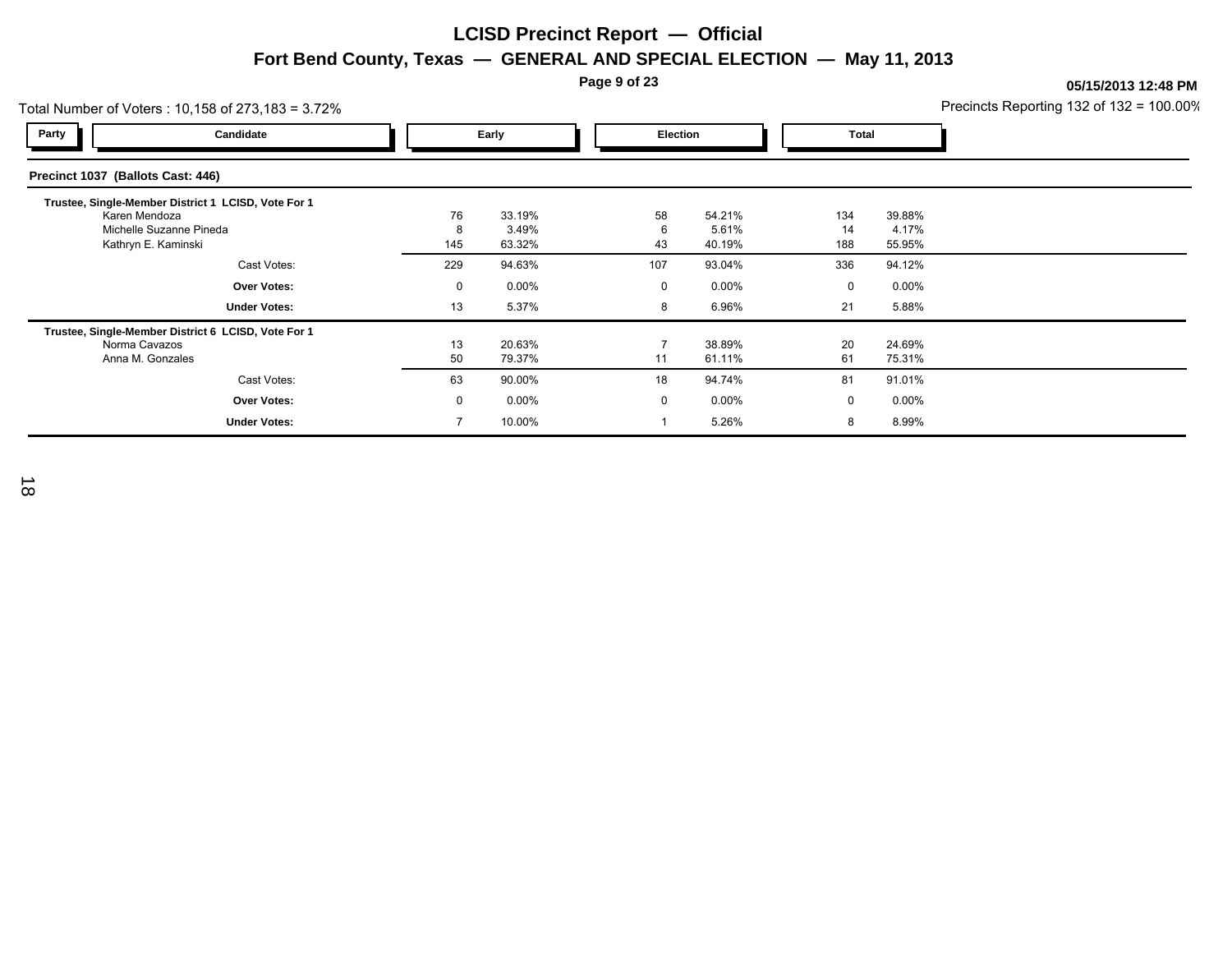# LCISD Precinct Report — Official

## Fort Bend County, Texas — GENERAL AND SPECIAL ELECTION — May 11, 2013

05/15/2013 12:48 PM

Total Number of Voters : 10,158 of 273,183 = 3.72%

Precincts Reporting 132 of 132 = 100.00%

### Precinct 1037 (Ballots Cast: 446)

| Party | Candidate | Early | | Election | | Total | |
|---|---|---|---|---|---|---|---|
| | **Trustee, Single-Member District 1 LCISD, Vote For 1** | | | | | | |
| | Karen Mendoza | 76 | 33.19% | 58 | 54.21% | 134 | 39.88% |
| | Michelle Suzanne Pineda | 8 | 3.49% | 6 | 5.61% | 14 | 4.17% |
| | Kathryn E. Kaminski | 145 | 63.32% | 43 | 40.19% | 188 | 55.95% |
| | Cast Votes: | 229 | 94.63% | 107 | 93.04% | 336 | 94.12% |
| | **Over Votes:** | 0 | 0.00% | 0 | 0.00% | 0 | 0.00% |
| | **Under Votes:** | 13 | 5.37% | 8 | 6.96% | 21 | 5.88% |
| | **Trustee, Single-Member District 6 LCISD, Vote For 1** | | | | | | |
| | Norma Cavazos | 13 | 20.63% | 7 | 38.89% | 20 | 24.69% |
| | Anna M. Gonzales | 50 | 79.37% | 11 | 61.11% | 61 | 75.31% |
| | Cast Votes: | 63 | 90.00% | 18 | 94.74% | 81 | 91.01% |
| | **Over Votes:** | 0 | 0.00% | 0 | 0.00% | 0 | 0.00% |
| | **Under Votes:** | 7 | 10.00% | 1 | 5.26% | 8 | 8.99% |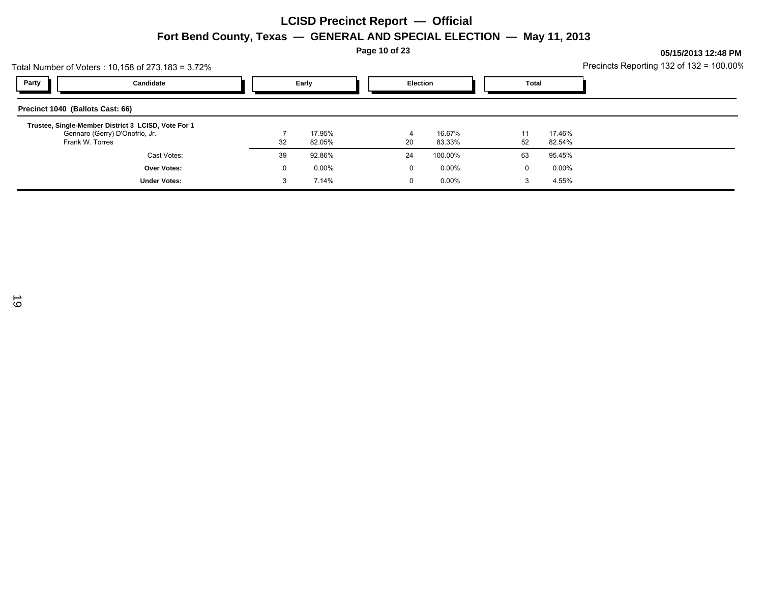# LCISD Precinct Report — Official

## Fort Bend County, Texas — GENERAL AND SPECIAL ELECTION — May 11, 2013

**05/15/2013 12:48 PM**

Total Number of Voters : 10,158 of 273,183 = 3.72%

Precincts Reporting 132 of 132 = 100.00%

| Party | Candidate | Early | | Election | | Total | |
|---|---|---|---|---|---|---|---|
| **Precinct 1040 (Ballots Cast: 66)** | | | | | | | |
| | **Trustee, Single-Member District 3 LCISD, Vote For 1** | | | | | | |
| | Gennaro (Gerry) D'Onofrio, Jr. | 7 | 17.95% | 4 | 16.67% | 11 | 17.46% |
| | Frank W. Torres | 32 | 82.05% | 20 | 83.33% | 52 | 82.54% |
| | Cast Votes: | 39 | 92.86% | 24 | 100.00% | 63 | 95.45% |
| | **Over Votes:** | 0 | 0.00% | 0 | 0.00% | 0 | 0.00% |
| | **Under Votes:** | 3 | 7.14% | 0 | 0.00% | 3 | 4.55% |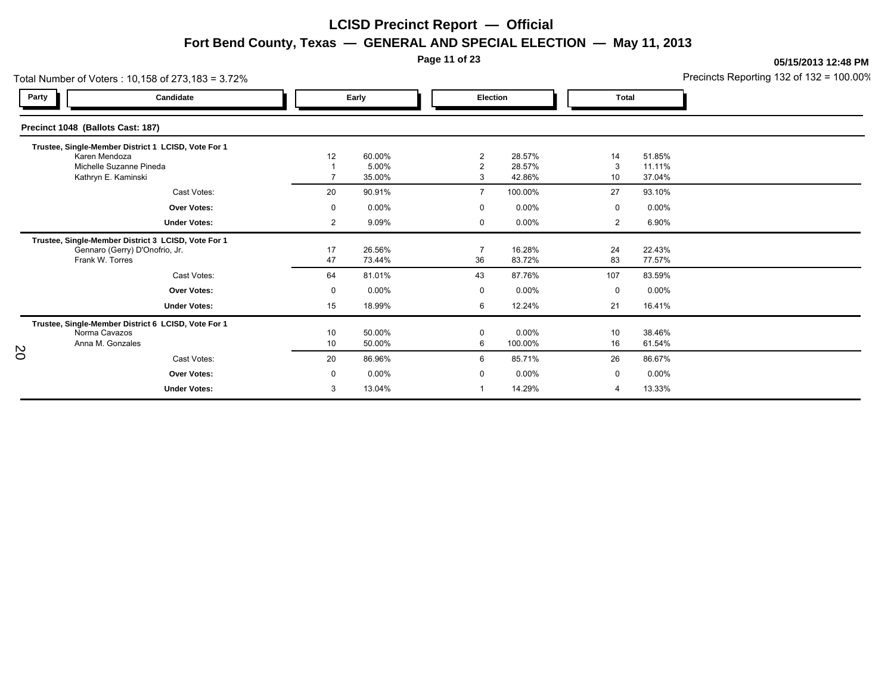# LCISD Precinct Report — Official

## Fort Bend County, Texas — GENERAL AND SPECIAL ELECTION — May 11, 2013

05/15/2013 12:48 PM

Total Number of Voters : 10,158 of 273,183 = 3.72%

Precincts Reporting 132 of 132 = 100.00%

### Precinct 1048 (Ballots Cast: 187)

| Party | Candidate | Early | | Election | | Total | |
|---|---|---|---|---|---|---|---|
| | **Trustee, Single-Member District 1 LCISD, Vote For 1** | | | | | | |
| | Karen Mendoza | 12 | 60.00% | 2 | 28.57% | 14 | 51.85% |
| | Michelle Suzanne Pineda | 1 | 5.00% | 2 | 28.57% | 3 | 11.11% |
| | Kathryn E. Kaminski | 7 | 35.00% | 3 | 42.86% | 10 | 37.04% |
| | Cast Votes: | 20 | 90.91% | 7 | 100.00% | 27 | 93.10% |
| | **Over Votes:** | 0 | 0.00% | 0 | 0.00% | 0 | 0.00% |
| | **Under Votes:** | 2 | 9.09% | 0 | 0.00% | 2 | 6.90% |
| | **Trustee, Single-Member District 3 LCISD, Vote For 1** | | | | | | |
| | Gennaro (Gerry) D'Onofrio, Jr. | 17 | 26.56% | 7 | 16.28% | 24 | 22.43% |
| | Frank W. Torres | 47 | 73.44% | 36 | 83.72% | 83 | 77.57% |
| | Cast Votes: | 64 | 81.01% | 43 | 87.76% | 107 | 83.59% |
| | **Over Votes:** | 0 | 0.00% | 0 | 0.00% | 0 | 0.00% |
| | **Under Votes:** | 15 | 18.99% | 6 | 12.24% | 21 | 16.41% |
| | **Trustee, Single-Member District 6 LCISD, Vote For 1** | | | | | | |
| | Norma Cavazos | 10 | 50.00% | 0 | 0.00% | 10 | 38.46% |
| | Anna M. Gonzales | 10 | 50.00% | 6 | 100.00% | 16 | 61.54% |
| | Cast Votes: | 20 | 86.96% | 6 | 85.71% | 26 | 86.67% |
| | **Over Votes:** | 0 | 0.00% | 0 | 0.00% | 0 | 0.00% |
| | **Under Votes:** | 3 | 13.04% | 1 | 14.29% | 4 | 13.33% |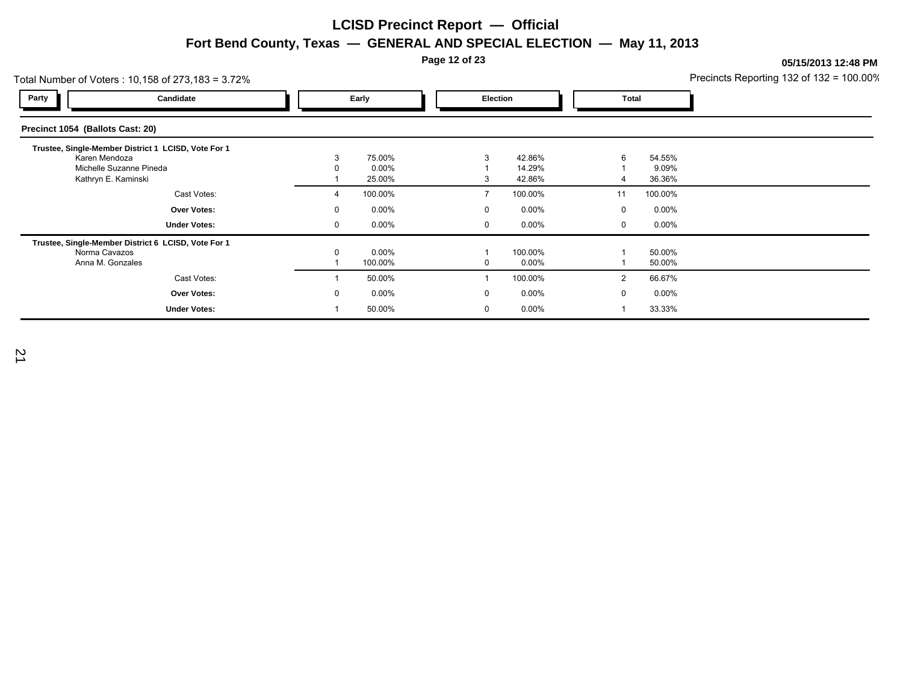# LCISD Precinct Report — Official

## Fort Bend County, Texas — GENERAL AND SPECIAL ELECTION — May 11, 2013

05/15/2013 12:48 PM

Total Number of Voters : 10,158 of 273,183 = 3.72%

Precincts Reporting 132 of 132 = 100.00%

### Precinct 1054 (Ballots Cast: 20)

**Trustee, Single-Member District 1 LCISD, Vote For 1**

| Party | Candidate | Early | | Election | | Total | |
|---|---|---|---|---|---|---|---|
| | Karen Mendoza | 3 | 75.00% | 3 | 42.86% | 6 | 54.55% |
| | Michelle Suzanne Pineda | 0 | 0.00% | 1 | 14.29% | 1 | 9.09% |
| | Kathryn E. Kaminski | 1 | 25.00% | 3 | 42.86% | 4 | 36.36% |
| | Cast Votes: | 4 | 100.00% | 7 | 100.00% | 11 | 100.00% |
| | **Over Votes:** | 0 | 0.00% | 0 | 0.00% | 0 | 0.00% |
| | **Under Votes:** | 0 | 0.00% | 0 | 0.00% | 0 | 0.00% |

**Trustee, Single-Member District 6 LCISD, Vote For 1**

| Party | Candidate | Early | | Election | | Total | |
|---|---|---|---|---|---|---|---|
| | Norma Cavazos | 0 | 0.00% | 1 | 100.00% | 1 | 50.00% |
| | Anna M. Gonzales | 1 | 100.00% | 0 | 0.00% | 1 | 50.00% |
| | Cast Votes: | 1 | 50.00% | 1 | 100.00% | 2 | 66.67% |
| | **Over Votes:** | 0 | 0.00% | 0 | 0.00% | 0 | 0.00% |
| | **Under Votes:** | 1 | 50.00% | 0 | 0.00% | 1 | 33.33% |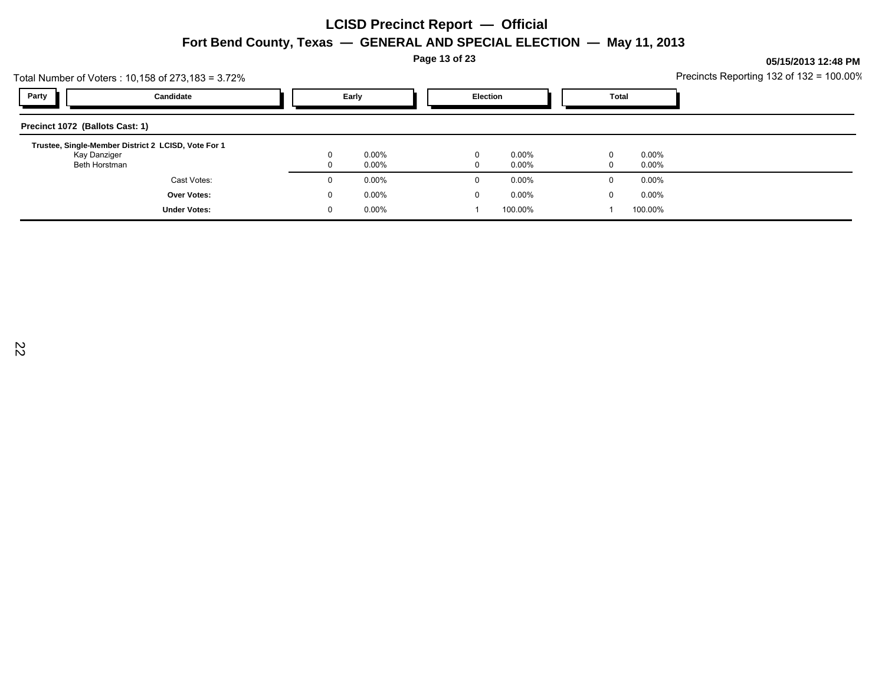# LCISD Precinct Report — Official

## Fort Bend County, Texas — GENERAL AND SPECIAL ELECTION — May 11, 2013

05/15/2013 12:48 PM

Total Number of Voters : 10,158 of 273,183 = 3.72%

Precincts Reporting 132 of 132 = 100.00%

| Party | Candidate | Early | | Election | | Total | |
|---|---|---|---|---|---|---|---|
| **Precinct 1072 (Ballots Cast: 1)** | | | | | | | |
| **Trustee, Single-Member District 2 LCISD, Vote For 1** | | | | | | | |
| | Kay Danziger | 0 | 0.00% | 0 | 0.00% | 0 | 0.00% |
| | Beth Horstman | 0 | 0.00% | 0 | 0.00% | 0 | 0.00% |
| | Cast Votes: | 0 | 0.00% | 0 | 0.00% | 0 | 0.00% |
| | **Over Votes:** | 0 | 0.00% | 0 | 0.00% | 0 | 0.00% |
| | **Under Votes:** | 0 | 0.00% | 1 | 100.00% | 1 | 100.00% |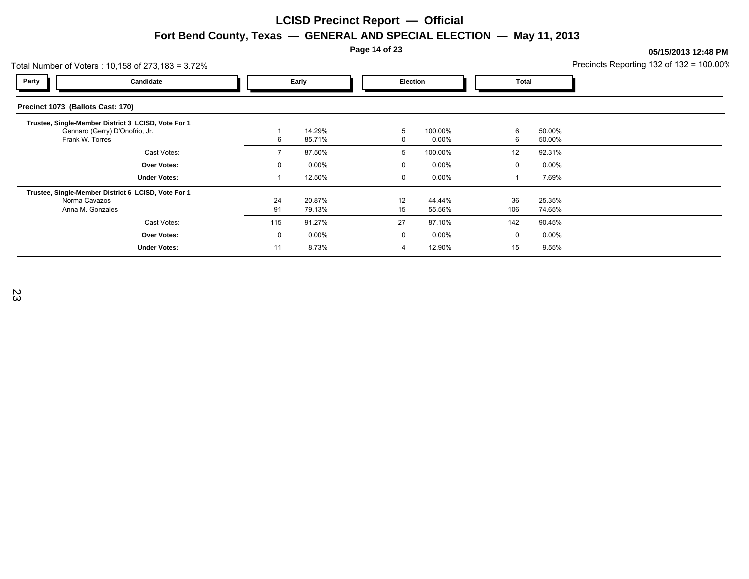# LCISD Precinct Report — Official

## Fort Bend County, Texas — GENERAL AND SPECIAL ELECTION — May 11, 2013

05/15/2013 12:48 PM

Total Number of Voters : 10,158 of 273,183 = 3.72%

Precincts Reporting 132 of 132 = 100.00%

### Precinct 1073 (Ballots Cast: 170)

| Party | Candidate | Early | | Election | | Total | |
|---|---|---|---|---|---|---|---|
| | **Trustee, Single-Member District 3 LCISD, Vote For 1** | | | | | | |
| | Gennaro (Gerry) D'Onofrio, Jr. | 1 | 14.29% | 5 | 100.00% | 6 | 50.00% |
| | Frank W. Torres | 6 | 85.71% | 0 | 0.00% | 6 | 50.00% |
| | Cast Votes: | 7 | 87.50% | 5 | 100.00% | 12 | 92.31% |
| | **Over Votes:** | 0 | 0.00% | 0 | 0.00% | 0 | 0.00% |
| | **Under Votes:** | 1 | 12.50% | 0 | 0.00% | 1 | 7.69% |
| | **Trustee, Single-Member District 6 LCISD, Vote For 1** | | | | | | |
| | Norma Cavazos | 24 | 20.87% | 12 | 44.44% | 36 | 25.35% |
| | Anna M. Gonzales | 91 | 79.13% | 15 | 55.56% | 106 | 74.65% |
| | Cast Votes: | 115 | 91.27% | 27 | 87.10% | 142 | 90.45% |
| | **Over Votes:** | 0 | 0.00% | 0 | 0.00% | 0 | 0.00% |
| | **Under Votes:** | 11 | 8.73% | 4 | 12.90% | 15 | 9.55% |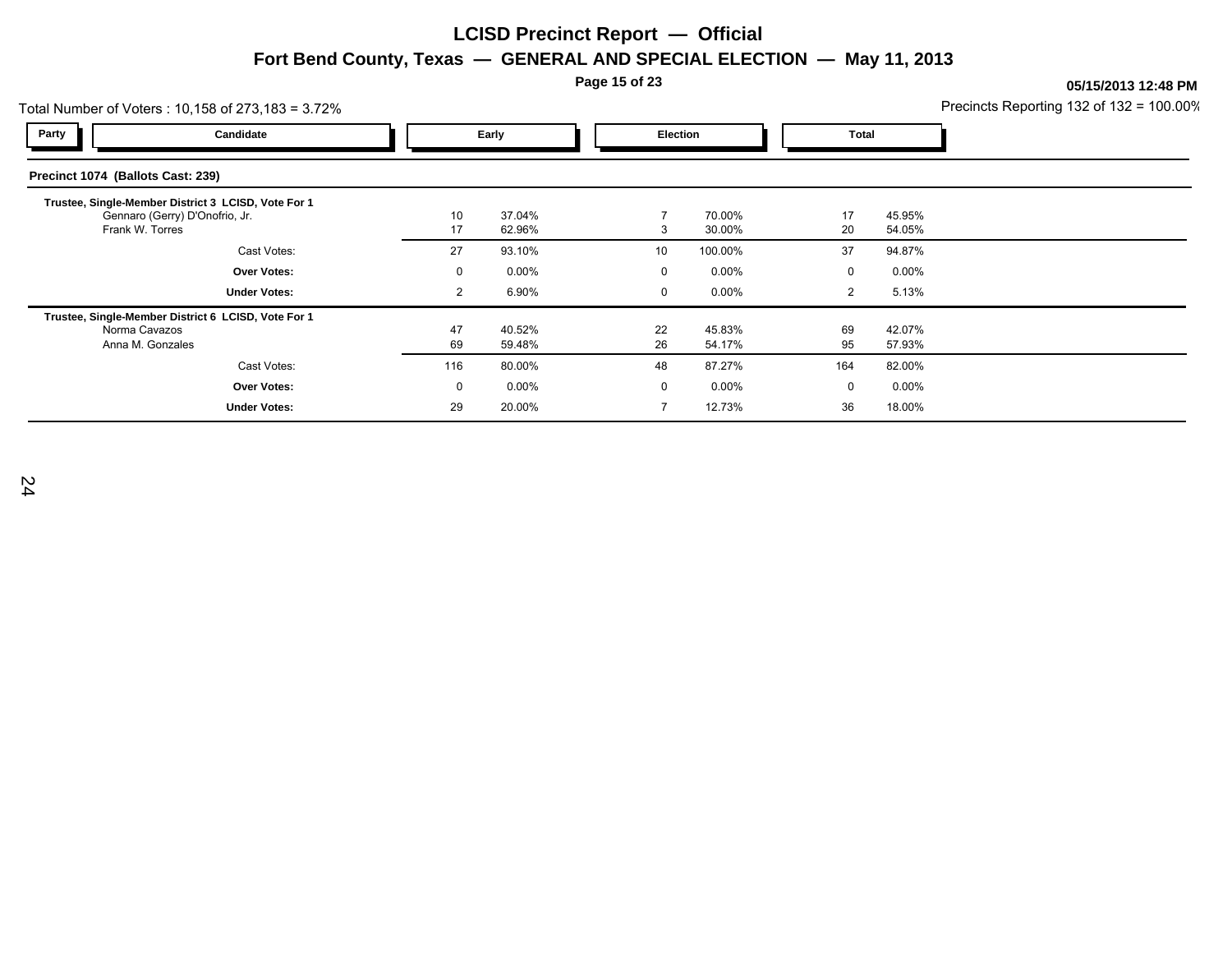# LCISD Precinct Report — Official

## Fort Bend County, Texas — GENERAL AND SPECIAL ELECTION — May 11, 2013

05/15/2013 12:48 PM

Total Number of Voters : 10,158 of 273,183 = 3.72%

Precincts Reporting 132 of 132 = 100.00%

**Precinct 1074 (Ballots Cast: 239)**

| Party | Candidate | Early | | Election | | Total | |
|---|---|---|---|---|---|---|---|
| | **Trustee, Single-Member District 3 LCISD, Vote For 1** | | | | | | |
| | Gennaro (Gerry) D'Onofrio, Jr. | 10 | 37.04% | 7 | 70.00% | 17 | 45.95% |
| | Frank W. Torres | 17 | 62.96% | 3 | 30.00% | 20 | 54.05% |
| | Cast Votes: | 27 | 93.10% | 10 | 100.00% | 37 | 94.87% |
| | **Over Votes:** | 0 | 0.00% | 0 | 0.00% | 0 | 0.00% |
| | **Under Votes:** | 2 | 6.90% | 0 | 0.00% | 2 | 5.13% |
| | **Trustee, Single-Member District 6 LCISD, Vote For 1** | | | | | | |
| | Norma Cavazos | 47 | 40.52% | 22 | 45.83% | 69 | 42.07% |
| | Anna M. Gonzales | 69 | 59.48% | 26 | 54.17% | 95 | 57.93% |
| | Cast Votes: | 116 | 80.00% | 48 | 87.27% | 164 | 82.00% |
| | **Over Votes:** | 0 | 0.00% | 0 | 0.00% | 0 | 0.00% |
| | **Under Votes:** | 29 | 20.00% | 7 | 12.73% | 36 | 18.00% |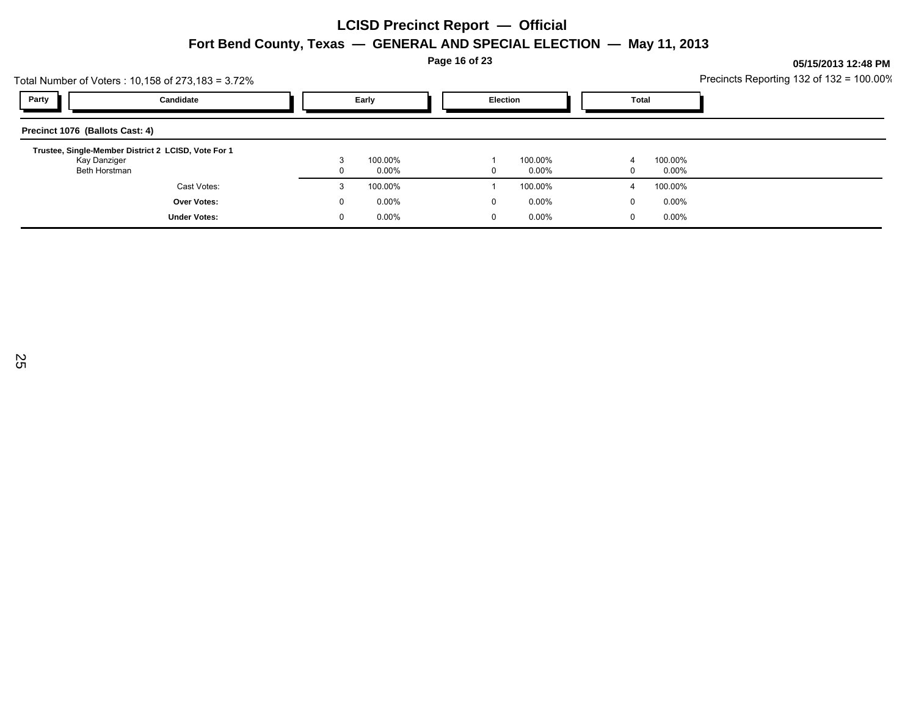# LCISD Precinct Report — Official

## Fort Bend County, Texas — GENERAL AND SPECIAL ELECTION — May 11, 2013

**05/15/2013 12:48 PM**

Total Number of Voters : 10,158 of 273,183 = 3.72%

Precincts Reporting 132 of 132 = 100.00%

| Party | Candidate | Early | | Election | | Total | |
|---|---|---|---|---|---|---|---|

**Precinct 1076 (Ballots Cast: 4)**

**Trustee, Single-Member District 2 LCISD, Vote For 1**

| Party | Candidate | Early | | Election | | Total | |
|---|---|---|---|---|---|---|---|
| | Kay Danziger | 3 | 100.00% | 1 | 100.00% | 4 | 100.00% |
| | Beth Horstman | 0 | 0.00% | 0 | 0.00% | 0 | 0.00% |
| | Cast Votes: | 3 | 100.00% | 1 | 100.00% | 4 | 100.00% |
| | **Over Votes:** | 0 | 0.00% | 0 | 0.00% | 0 | 0.00% |
| | **Under Votes:** | 0 | 0.00% | 0 | 0.00% | 0 | 0.00% |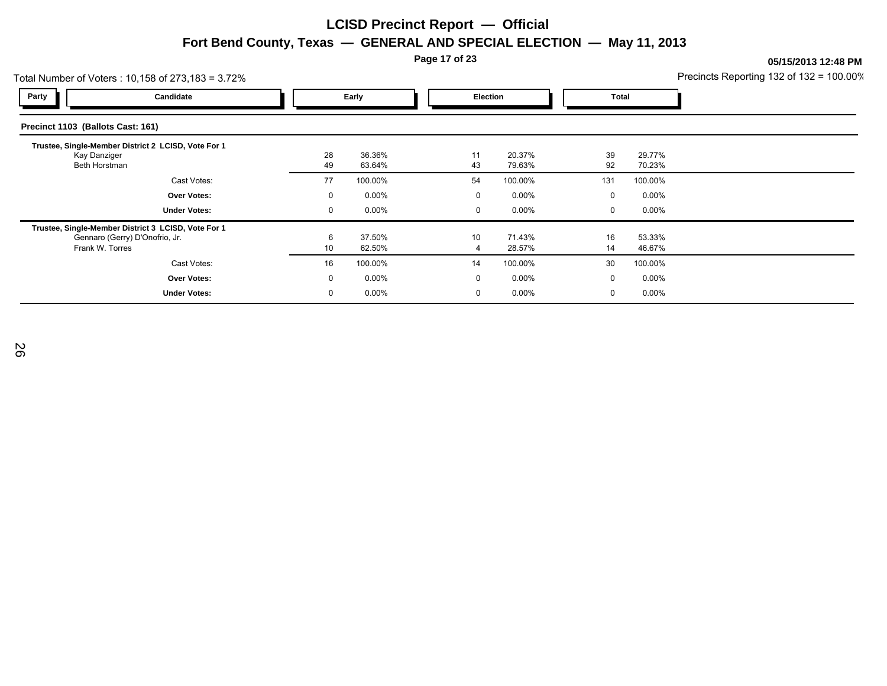# LCISD Precinct Report — Official

## Fort Bend County, Texas — GENERAL AND SPECIAL ELECTION — May 11, 2013

05/15/2013 12:48 PM

Total Number of Voters : 10,158 of 273,183 = 3.72%

Precincts Reporting 132 of 132 = 100.00%

### Precinct 1103 (Ballots Cast: 161)

| Party | Candidate | Early | | Election | | Total | |
|---|---|---|---|---|---|---|---|
| | **Trustee, Single-Member District 2 LCISD, Vote For 1** | | | | | | |
| | Kay Danziger | 28 | 36.36% | 11 | 20.37% | 39 | 29.77% |
| | Beth Horstman | 49 | 63.64% | 43 | 79.63% | 92 | 70.23% |
| | Cast Votes: | 77 | 100.00% | 54 | 100.00% | 131 | 100.00% |
| | **Over Votes:** | 0 | 0.00% | 0 | 0.00% | 0 | 0.00% |
| | **Under Votes:** | 0 | 0.00% | 0 | 0.00% | 0 | 0.00% |
| | **Trustee, Single-Member District 3 LCISD, Vote For 1** | | | | | | |
| | Gennaro (Gerry) D'Onofrio, Jr. | 6 | 37.50% | 10 | 71.43% | 16 | 53.33% |
| | Frank W. Torres | 10 | 62.50% | 4 | 28.57% | 14 | 46.67% |
| | Cast Votes: | 16 | 100.00% | 14 | 100.00% | 30 | 100.00% |
| | **Over Votes:** | 0 | 0.00% | 0 | 0.00% | 0 | 0.00% |
| | **Under Votes:** | 0 | 0.00% | 0 | 0.00% | 0 | 0.00% |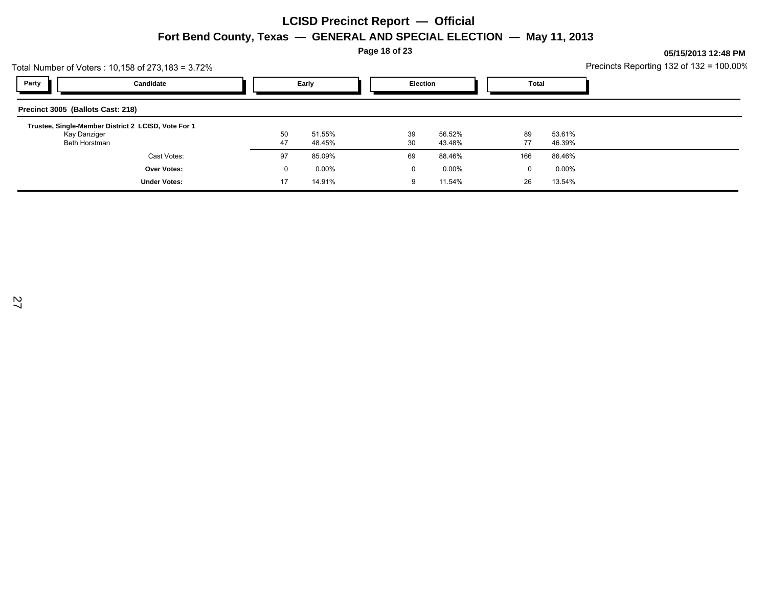# LCISD Precinct Report — Official

## Fort Bend County, Texas — GENERAL AND SPECIAL ELECTION — May 11, 2013

05/15/2013 12:48 PM

Total Number of Voters : 10,158 of 273,183 = 3.72%

Precincts Reporting 132 of 132 = 100.00%

| Party | Candidate | Early | | Election | | Total | |
|---|---|---|---|---|---|---|---|
| **Precinct 3005 (Ballots Cast: 218)** | | | | | | | |
| **Trustee, Single-Member District 2 LCISD, Vote For 1** | | | | | | | |
| | Kay Danziger | 50 | 51.55% | 39 | 56.52% | 89 | 53.61% |
| | Beth Horstman | 47 | 48.45% | 30 | 43.48% | 77 | 46.39% |
| | Cast Votes: | 97 | 85.09% | 69 | 88.46% | 166 | 86.46% |
| | **Over Votes:** | 0 | 0.00% | 0 | 0.00% | 0 | 0.00% |
| | **Under Votes:** | 17 | 14.91% | 9 | 11.54% | 26 | 13.54% |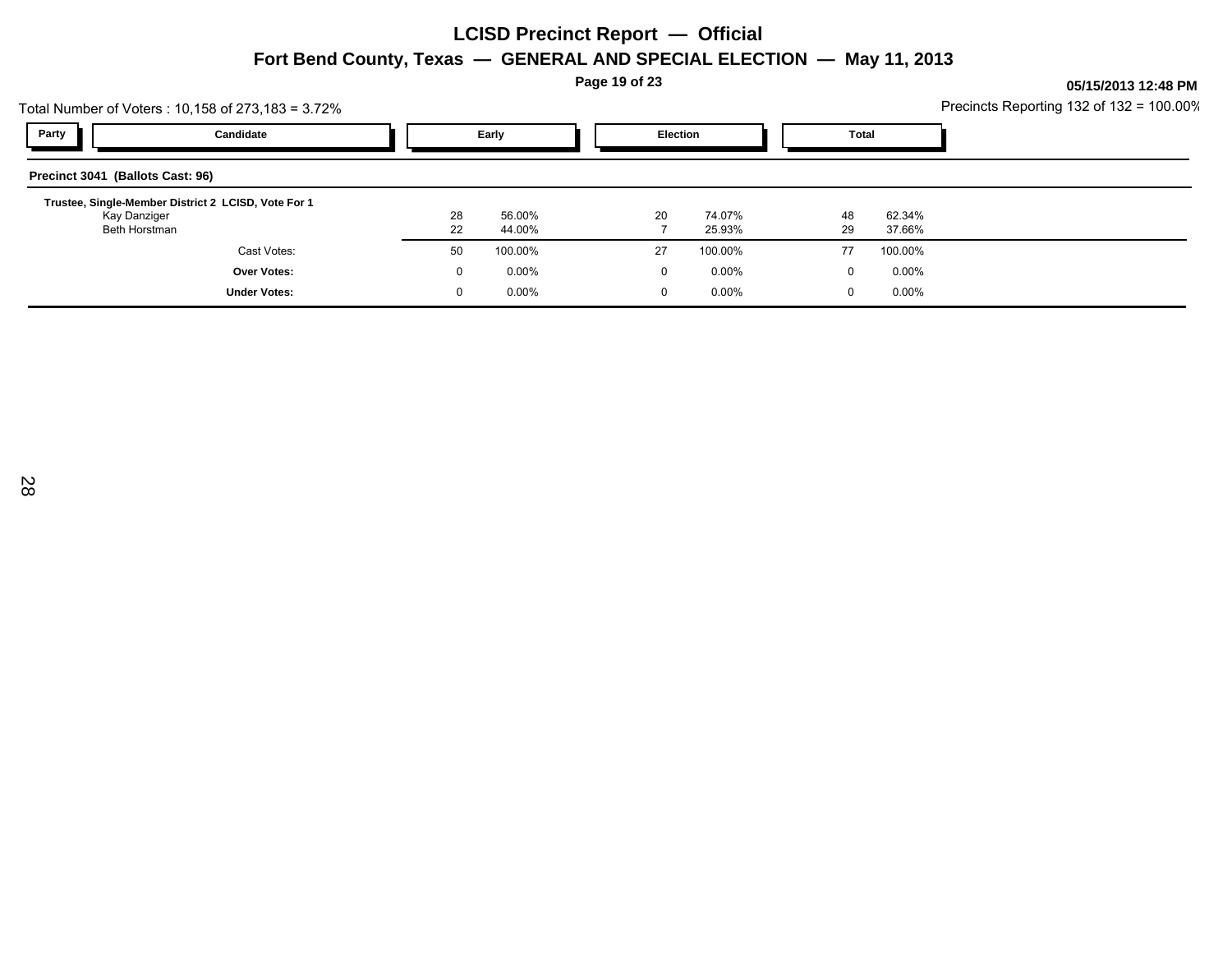# LCISD Precinct Report — Official

## Fort Bend County, Texas — GENERAL AND SPECIAL ELECTION — May 11, 2013

**05/15/2013 12:48 PM**

Total Number of Voters : 10,158 of 273,183 = 3.72%

Precincts Reporting 132 of 132 = 100.00%

| Party | Candidate | Early | | Election | | Total | |
|---|---|---|---|---|---|---|---|
| **Precinct 3041 (Ballots Cast: 96)** | | | | | | | |
| | **Trustee, Single-Member District 2 LCISD, Vote For 1** | | | | | | |
| | Kay Danziger | 28 | 56.00% | 20 | 74.07% | 48 | 62.34% |
| | Beth Horstman | 22 | 44.00% | 7 | 25.93% | 29 | 37.66% |
| | Cast Votes: | 50 | 100.00% | 27 | 100.00% | 77 | 100.00% |
| | **Over Votes:** | 0 | 0.00% | 0 | 0.00% | 0 | 0.00% |
| | **Under Votes:** | 0 | 0.00% | 0 | 0.00% | 0 | 0.00% |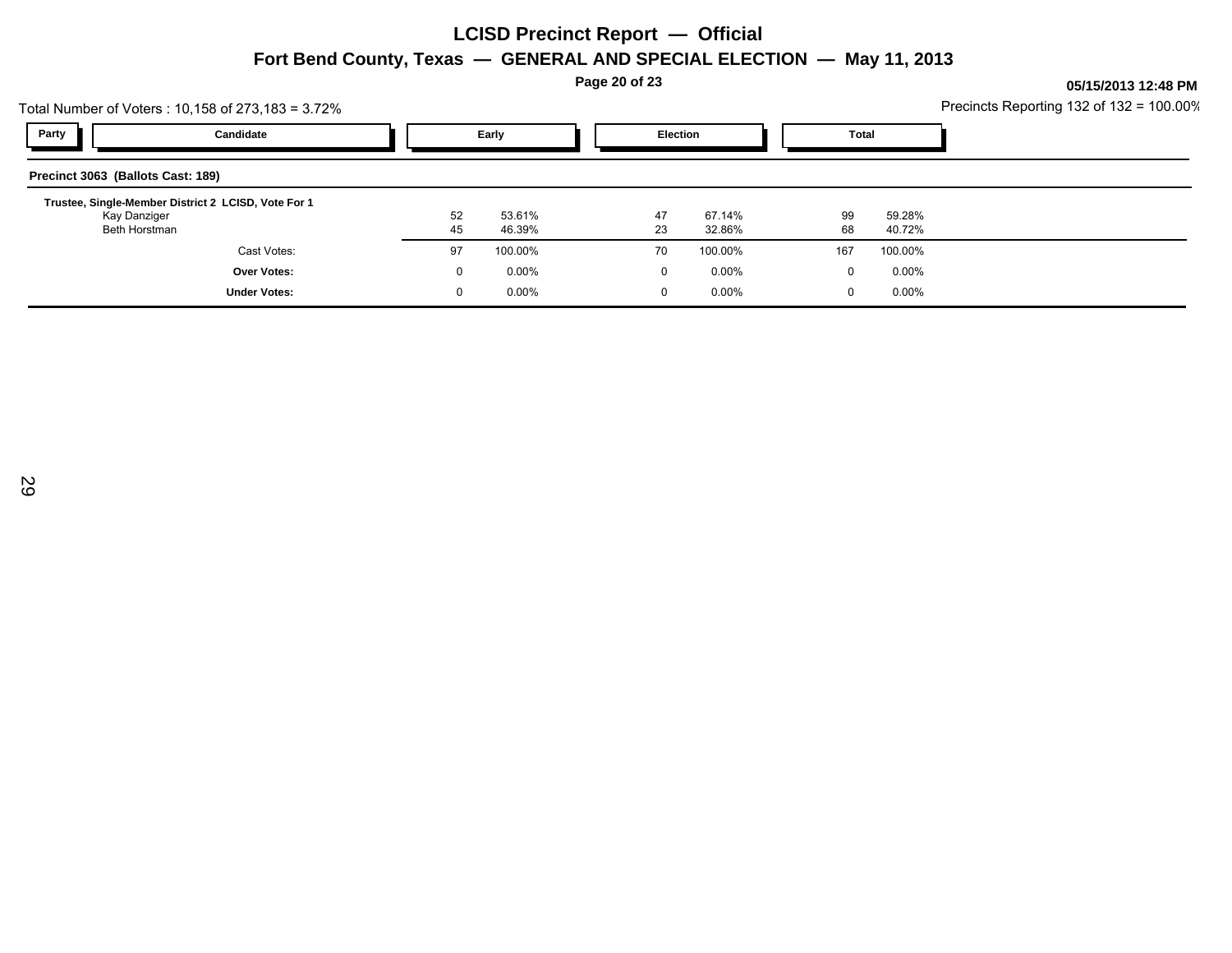# LCISD Precinct Report — Official

## Fort Bend County, Texas — GENERAL AND SPECIAL ELECTION — May 11, 2013

**05/15/2013 12:48 PM**

Total Number of Voters : 10,158 of 273,183 = 3.72%

Precincts Reporting 132 of 132 = 100.00%

| Party | Candidate | Early | | Election | | Total | |
|---|---|---|---|---|---|---|---|
| **Precinct 3063 (Ballots Cast: 189)** | | | | | | | |
| **Trustee, Single-Member District 2 LCISD, Vote For 1** | | | | | | | |
| | Kay Danziger | 52 | 53.61% | 47 | 67.14% | 99 | 59.28% |
| | Beth Horstman | 45 | 46.39% | 23 | 32.86% | 68 | 40.72% |
| | Cast Votes: | 97 | 100.00% | 70 | 100.00% | 167 | 100.00% |
| | **Over Votes:** | 0 | 0.00% | 0 | 0.00% | 0 | 0.00% |
| | **Under Votes:** | 0 | 0.00% | 0 | 0.00% | 0 | 0.00% |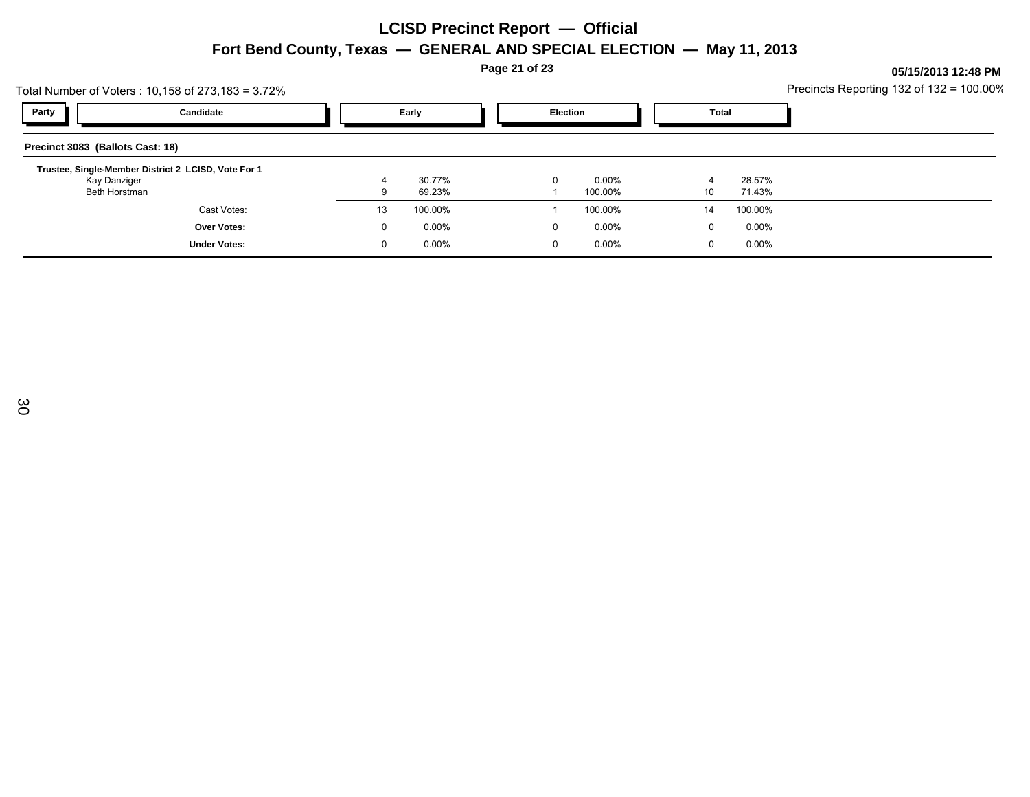# LCISD Precinct Report — Official

## Fort Bend County, Texas — GENERAL AND SPECIAL ELECTION — May 11, 2013

**05/15/2013 12:48 PM**

Total Number of Voters : 10,158 of 273,183 = 3.72%

Precincts Reporting 132 of 132 = 100.00%

| Party | Candidate | Early | | Election | | Total | |
|---|---|---|---|---|---|---|---|
| **Precinct 3083 (Ballots Cast: 18)** | | | | | | | |
| | **Trustee, Single-Member District 2 LCISD, Vote For 1** | | | | | | |
| | Kay Danziger | 4 | 30.77% | 0 | 0.00% | 4 | 28.57% |
| | Beth Horstman | 9 | 69.23% | 1 | 100.00% | 10 | 71.43% |
| | Cast Votes: | 13 | 100.00% | 1 | 100.00% | 14 | 100.00% |
| | **Over Votes:** | 0 | 0.00% | 0 | 0.00% | 0 | 0.00% |
| | **Under Votes:** | 0 | 0.00% | 0 | 0.00% | 0 | 0.00% |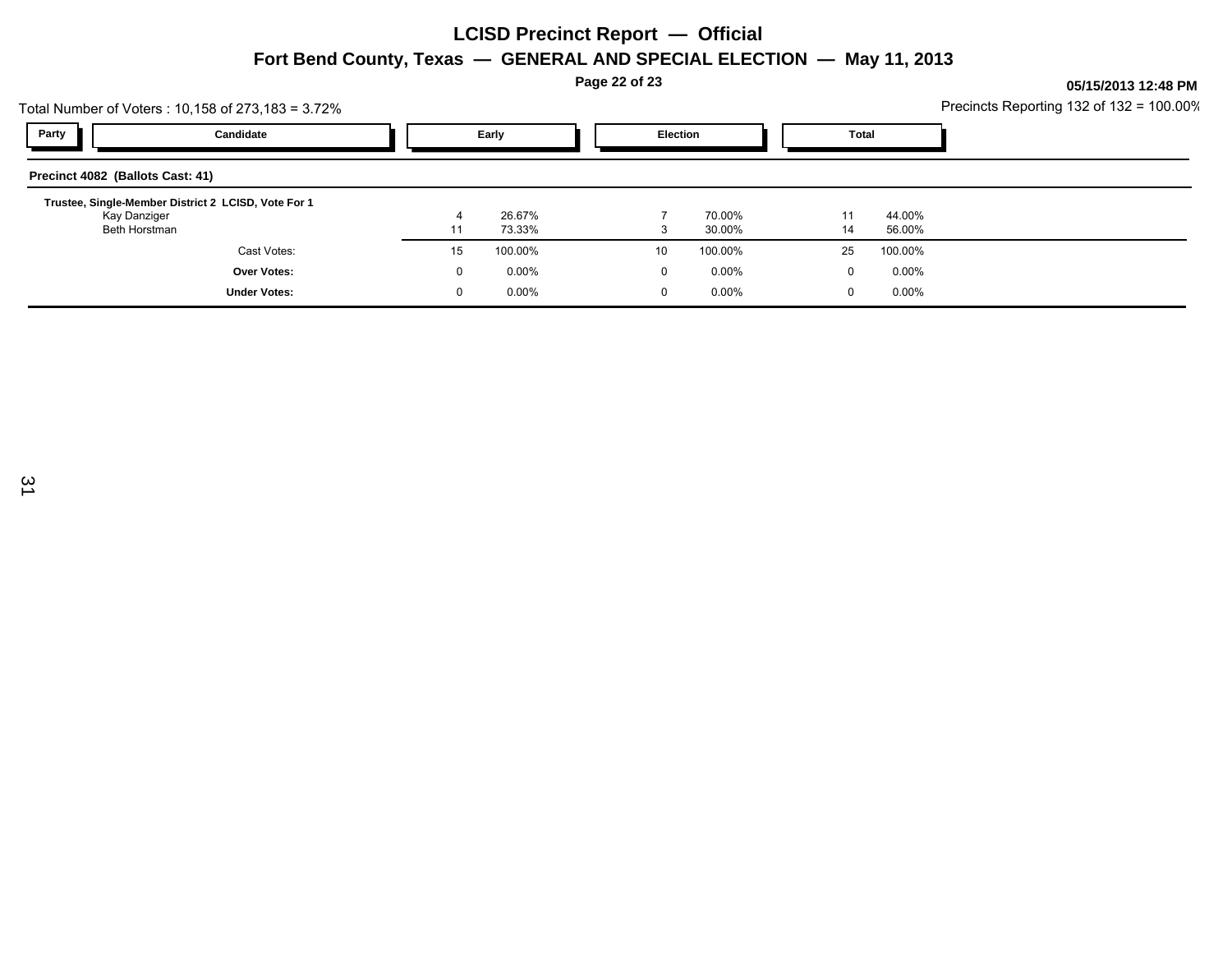# LCISD Precinct Report — Official

## Fort Bend County, Texas — GENERAL AND SPECIAL ELECTION — May 11, 2013

05/15/2013 12:48 PM

Total Number of Voters : 10,158 of 273,183 = 3.72%

Precincts Reporting 132 of 132 = 100.00%

### Precinct 4082 (Ballots Cast: 41)

| Party | Candidate | Early | | Election | | Total | |
|---|---|---|---|---|---|---|---|
| | **Trustee, Single-Member District 2 LCISD, Vote For 1** | | | | | | |
| | Kay Danziger | 4 | 26.67% | 7 | 70.00% | 11 | 44.00% |
| | Beth Horstman | 11 | 73.33% | 3 | 30.00% | 14 | 56.00% |
| | Cast Votes: | 15 | 100.00% | 10 | 100.00% | 25 | 100.00% |
| | **Over Votes:** | 0 | 0.00% | 0 | 0.00% | 0 | 0.00% |
| | **Under Votes:** | 0 | 0.00% | 0 | 0.00% | 0 | 0.00% |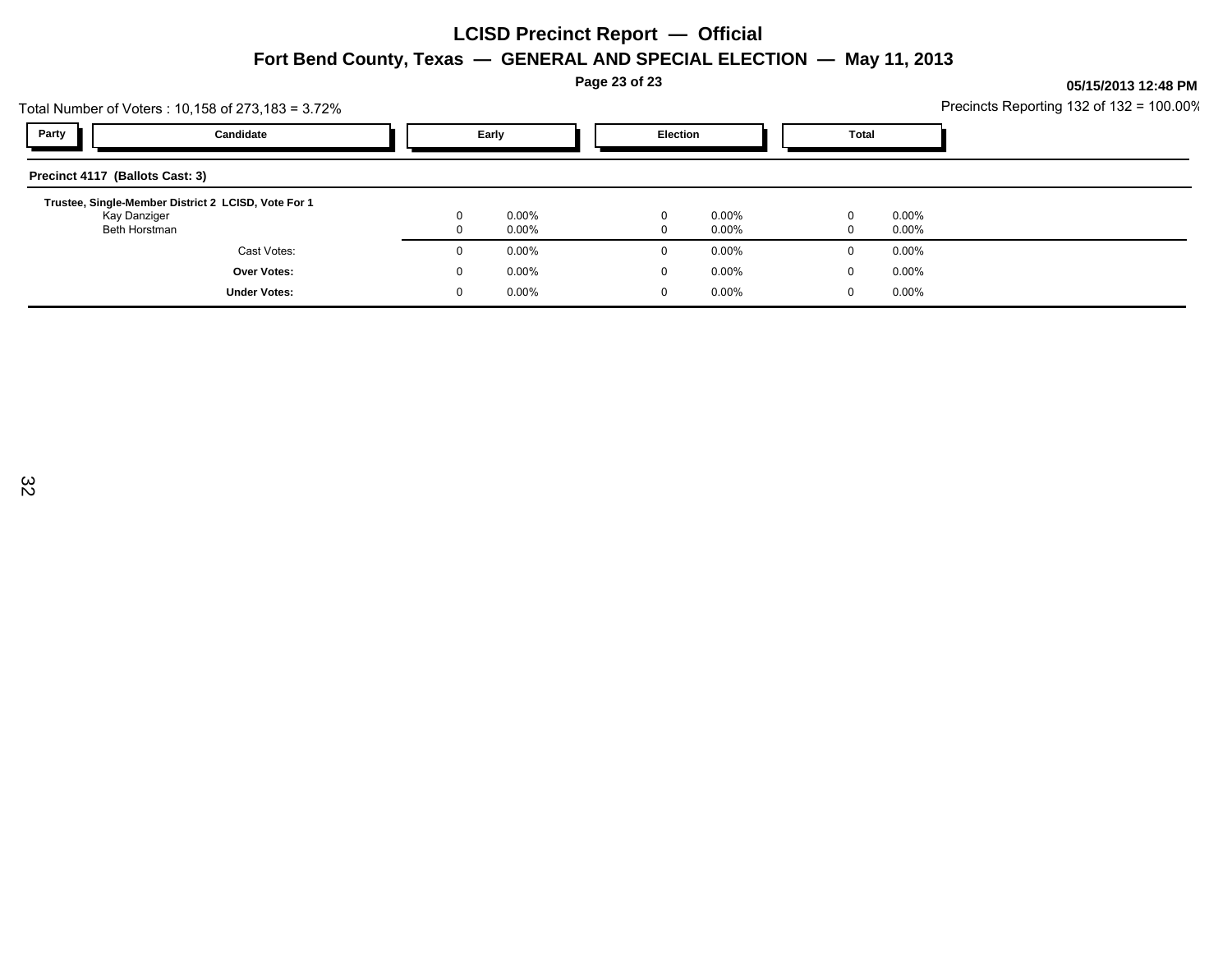# LCISD Precinct Report — Official

## Fort Bend County, Texas — GENERAL AND SPECIAL ELECTION — May 11, 2013

05/15/2013 12:48 PM

Total Number of Voters : 10,158 of 273,183 = 3.72%

Precincts Reporting 132 of 132 = 100.00%

| Party | Candidate | Early | | Election | | Total | |
|---|---|---|---|---|---|---|---|
| **Precinct 4117 (Ballots Cast: 3)** | | | | | | | |
| **Trustee, Single-Member District 2 LCISD, Vote For 1** | | | | | | | |
| | Kay Danziger | 0 | 0.00% | 0 | 0.00% | 0 | 0.00% |
| | Beth Horstman | 0 | 0.00% | 0 | 0.00% | 0 | 0.00% |
| | Cast Votes: | 0 | 0.00% | 0 | 0.00% | 0 | 0.00% |
| | **Over Votes:** | 0 | 0.00% | 0 | 0.00% | 0 | 0.00% |
| | **Under Votes:** | 0 | 0.00% | 0 | 0.00% | 0 | 0.00% |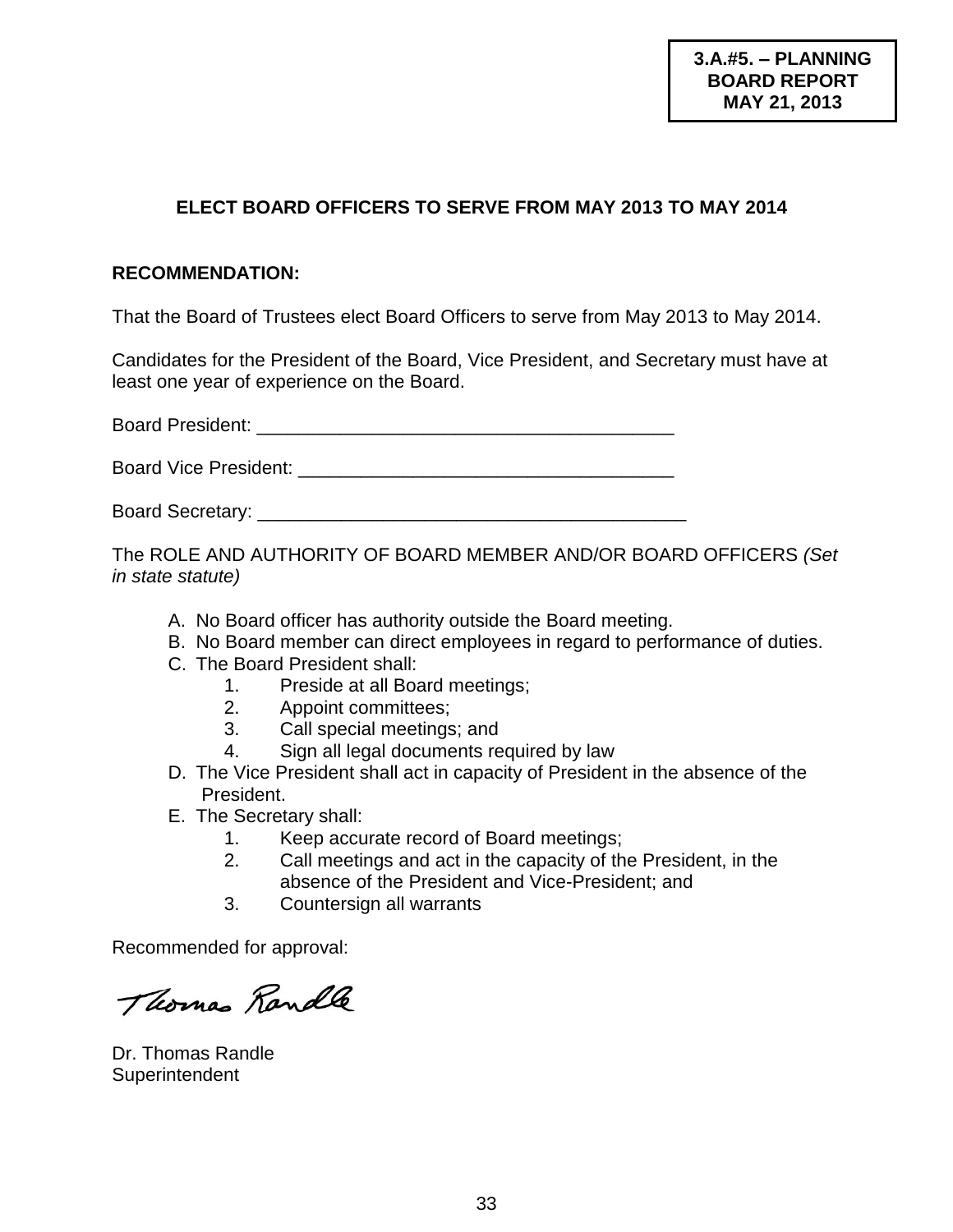**3.A.#5. – PLANNING BOARD REPORT MAY 21, 2013**

## ELECT BOARD OFFICERS TO SERVE FROM MAY 2013 TO MAY 2014

**RECOMMENDATION:**

That the Board of Trustees elect Board Officers to serve from May 2013 to May 2014.

Candidates for the President of the Board, Vice President, and Secretary must have at least one year of experience on the Board.

Board President: ________________________________________

Board Vice President: ____________________________________

Board Secretary: __________________________________________

The ROLE AND AUTHORITY OF BOARD MEMBER AND/OR BOARD OFFICERS *(Set in state statute)*

A. No Board officer has authority outside the Board meeting.
B. No Board member can direct employees in regard to performance of duties.
C. The Board President shall:
   1. Preside at all Board meetings;
   2. Appoint committees;
   3. Call special meetings; and
   4. Sign all legal documents required by law
D. The Vice President shall act in capacity of President in the absence of the President.
E. The Secretary shall:
   1. Keep accurate record of Board meetings;
   2. Call meetings and act in the capacity of the President, in the absence of the President and Vice-President; and
   3. Countersign all warrants

Recommended for approval:

Thomas Randle

Dr. Thomas Randle
Superintendent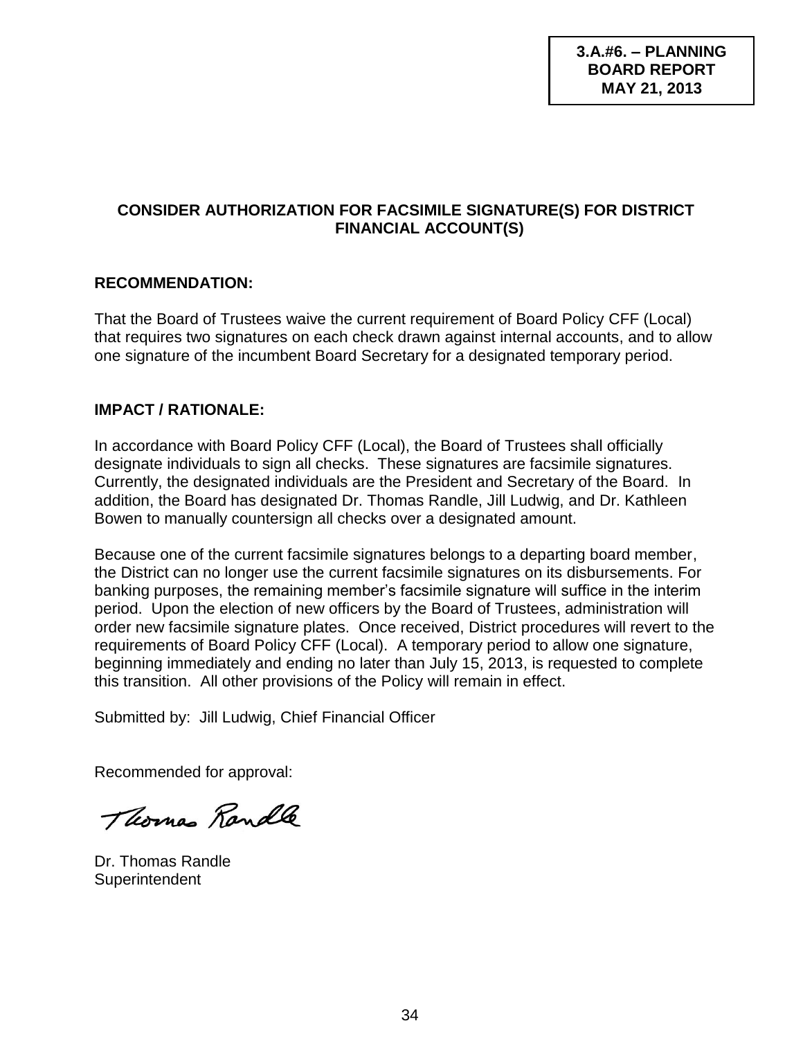**3.A.#6. – PLANNING BOARD REPORT MAY 21, 2013**

## CONSIDER AUTHORIZATION FOR FACSIMILE SIGNATURE(S) FOR DISTRICT FINANCIAL ACCOUNT(S)

### RECOMMENDATION:

That the Board of Trustees waive the current requirement of Board Policy CFF (Local) that requires two signatures on each check drawn against internal accounts, and to allow one signature of the incumbent Board Secretary for a designated temporary period.

### IMPACT / RATIONALE:

In accordance with Board Policy CFF (Local), the Board of Trustees shall officially designate individuals to sign all checks. These signatures are facsimile signatures. Currently, the designated individuals are the President and Secretary of the Board. In addition, the Board has designated Dr. Thomas Randle, Jill Ludwig, and Dr. Kathleen Bowen to manually countersign all checks over a designated amount.

Because one of the current facsimile signatures belongs to a departing board member, the District can no longer use the current facsimile signatures on its disbursements. For banking purposes, the remaining member's facsimile signature will suffice in the interim period. Upon the election of new officers by the Board of Trustees, administration will order new facsimile signature plates. Once received, District procedures will revert to the requirements of Board Policy CFF (Local). A temporary period to allow one signature, beginning immediately and ending no later than July 15, 2013, is requested to complete this transition. All other provisions of the Policy will remain in effect.

Submitted by: Jill Ludwig, Chief Financial Officer

Recommended for approval:

Thomas Randle

Dr. Thomas Randle
Superintendent